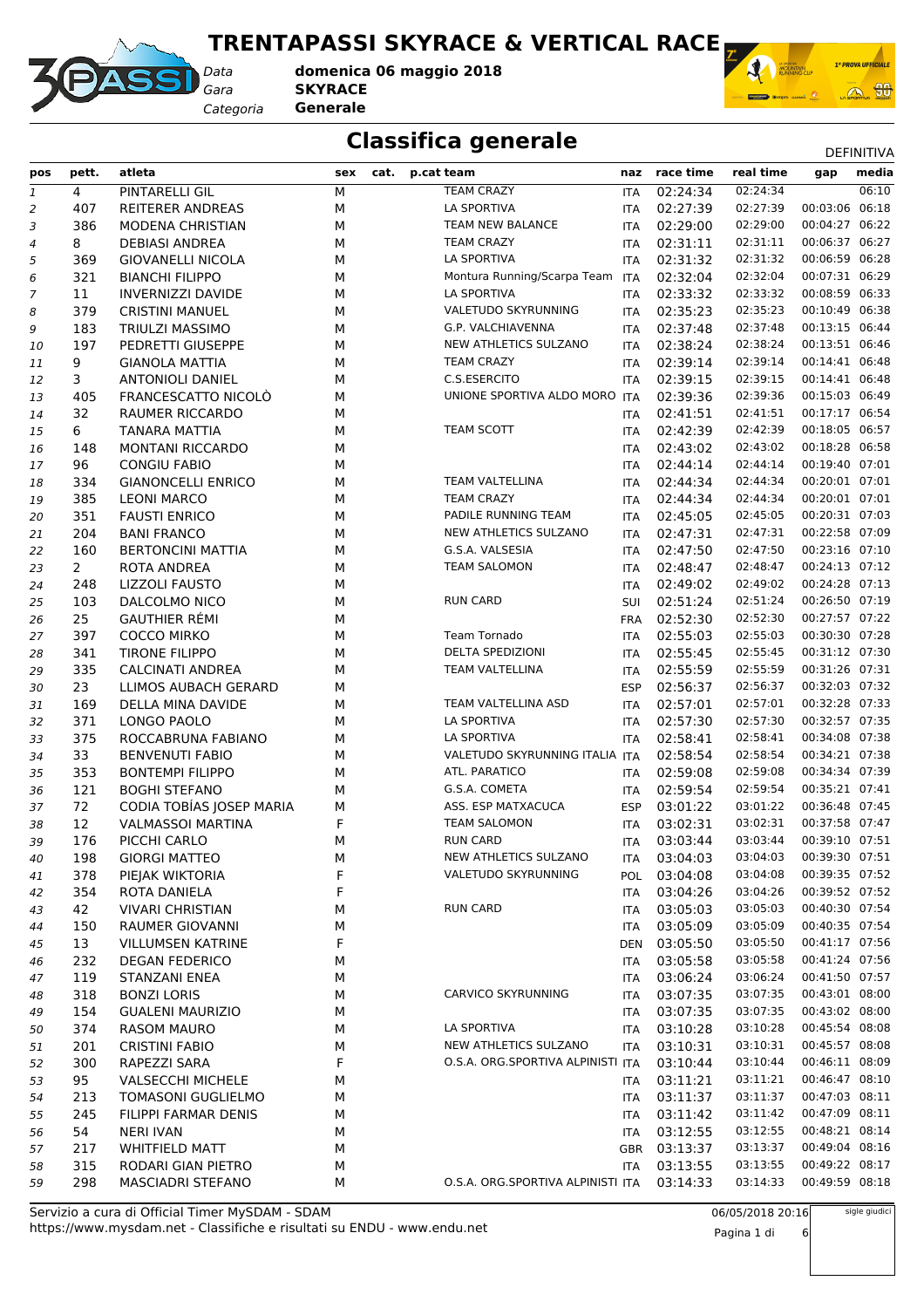# TRENTAPASSI SKYRACE & VERTICAL RACE

*Data* **domenica 06 maggio 2018**
*Gara* **SKYRACE**
*Categoria* **Generale**

## Classifica generale

DEFINITIVA

| pos | pett. | atleta | sex | cat. | p.cat | team | naz | race time | real time | gap | media |
|---|---|---|---|---|---|---|---|---|---|---|---|
| 1 | 4 | PINTARELLI GIL | M | | | TEAM CRAZY | ITA | 02:24:34 | 02:24:34 | | 06:10 |
| 2 | 407 | REITERER ANDREAS | M | | | LA SPORTIVA | ITA | 02:27:39 | 02:27:39 | 00:03:06 | 06:18 |
| 3 | 386 | MODENA CHRISTIAN | M | | | TEAM NEW BALANCE | ITA | 02:29:00 | 02:29:00 | 00:04:27 | 06:22 |
| 4 | 8 | DEBIASI ANDREA | M | | | TEAM CRAZY | ITA | 02:31:11 | 02:31:11 | 00:06:37 | 06:27 |
| 5 | 369 | GIOVANELLI NICOLA | M | | | LA SPORTIVA | ITA | 02:31:32 | 02:31:32 | 00:06:59 | 06:28 |
| 6 | 321 | BIANCHI FILIPPO | M | | | Montura Running/Scarpa Team | ITA | 02:32:04 | 02:32:04 | 00:07:31 | 06:29 |
| 7 | 11 | INVERNIZZI DAVIDE | M | | | LA SPORTIVA | ITA | 02:33:32 | 02:33:32 | 00:08:59 | 06:33 |
| 8 | 379 | CRISTINI MANUEL | M | | | VALETUDO SKYRUNNING | ITA | 02:35:23 | 02:35:23 | 00:10:49 | 06:38 |
| 9 | 183 | TRIULZI MASSIMO | M | | | G.P. VALCHIAVENNA | ITA | 02:37:48 | 02:37:48 | 00:13:15 | 06:44 |
| 10 | 197 | PEDRETTI GIUSEPPE | M | | | NEW ATHLETICS SULZANO | ITA | 02:38:24 | 02:38:24 | 00:13:51 | 06:46 |
| 11 | 9 | GIANOLA MATTIA | M | | | TEAM CRAZY | ITA | 02:39:14 | 02:39:14 | 00:14:41 | 06:48 |
| 12 | 3 | ANTONIOLI DANIEL | M | | | C.S.ESERCITO | ITA | 02:39:15 | 02:39:15 | 00:14:41 | 06:48 |
| 13 | 405 | FRANCESCATTO NICOLÒ | M | | | UNIONE SPORTIVA ALDO MORO | ITA | 02:39:36 | 02:39:36 | 00:15:03 | 06:49 |
| 14 | 32 | RAUMER RICCARDO | M | | | | ITA | 02:41:51 | 02:41:51 | 00:17:17 | 06:54 |
| 15 | 6 | TANARA MATTIA | M | | | TEAM SCOTT | ITA | 02:42:39 | 02:42:39 | 00:18:05 | 06:57 |
| 16 | 148 | MONTANI RICCARDO | M | | | | ITA | 02:43:02 | 02:43:02 | 00:18:28 | 06:58 |
| 17 | 96 | CONGIU FABIO | M | | | | ITA | 02:44:14 | 02:44:14 | 00:19:40 | 07:01 |
| 18 | 334 | GIANONCELLI ENRICO | M | | | TEAM VALTELLINA | ITA | 02:44:34 | 02:44:34 | 00:20:01 | 07:01 |
| 19 | 385 | LEONI MARCO | M | | | TEAM CRAZY | ITA | 02:44:34 | 02:44:34 | 00:20:01 | 07:01 |
| 20 | 351 | FAUSTI ENRICO | M | | | PADILE RUNNING TEAM | ITA | 02:45:05 | 02:45:05 | 00:20:31 | 07:03 |
| 21 | 204 | BANI FRANCO | M | | | NEW ATHLETICS SULZANO | ITA | 02:47:31 | 02:47:31 | 00:22:58 | 07:09 |
| 22 | 160 | BERTONCINI MATTIA | M | | | G.S.A. VALSESIA | ITA | 02:47:50 | 02:47:50 | 00:23:16 | 07:10 |
| 23 | 2 | ROTA ANDREA | M | | | TEAM SALOMON | ITA | 02:48:47 | 02:48:47 | 00:24:13 | 07:12 |
| 24 | 248 | LIZZOLI FAUSTO | M | | | | ITA | 02:49:02 | 02:49:02 | 00:24:28 | 07:13 |
| 25 | 103 | DALCOLMO NICO | M | | | RUN CARD | SUI | 02:51:24 | 02:51:24 | 00:26:50 | 07:19 |
| 26 | 25 | GAUTHIER RÉMI | M | | | | FRA | 02:52:30 | 02:52:30 | 00:27:57 | 07:22 |
| 27 | 397 | COCCO MIRKO | M | | | Team Tornado | ITA | 02:55:03 | 02:55:03 | 00:30:30 | 07:28 |
| 28 | 341 | TIRONE FILIPPO | M | | | DELTA SPEDIZIONI | ITA | 02:55:45 | 02:55:45 | 00:31:12 | 07:30 |
| 29 | 335 | CALCINATI ANDREA | M | | | TEAM VALTELLINA | ITA | 02:55:59 | 02:55:59 | 00:31:26 | 07:31 |
| 30 | 23 | LLIMOS AUBACH GERARD | M | | | | ESP | 02:56:37 | 02:56:37 | 00:32:03 | 07:32 |
| 31 | 169 | DELLA MINA DAVIDE | M | | | TEAM VALTELLINA ASD | ITA | 02:57:01 | 02:57:01 | 00:32:28 | 07:33 |
| 32 | 371 | LONGO PAOLO | M | | | LA SPORTIVA | ITA | 02:57:30 | 02:57:30 | 00:32:57 | 07:35 |
| 33 | 375 | ROCCABRUNA FABIANO | M | | | LA SPORTIVA | ITA | 02:58:41 | 02:58:41 | 00:34:08 | 07:38 |
| 34 | 33 | BENVENUTI FABIO | M | | | VALETUDO SKYRUNNING ITALIA | ITA | 02:58:54 | 02:58:54 | 00:34:21 | 07:38 |
| 35 | 353 | BONTEMPI FILIPPO | M | | | ATL. PARATICO | ITA | 02:59:08 | 02:59:08 | 00:34:34 | 07:39 |
| 36 | 121 | BOGHI STEFANO | M | | | G.S.A. COMETA | ITA | 02:59:54 | 02:59:54 | 00:35:21 | 07:41 |
| 37 | 72 | CODIA TOBÍAS JOSEP MARIA | M | | | ASS. ESP MATXACUCA | ESP | 03:01:22 | 03:01:22 | 00:36:48 | 07:45 |
| 38 | 12 | VALMASSOI MARTINA | F | | | TEAM SALOMON | ITA | 03:02:31 | 03:02:31 | 00:37:58 | 07:47 |
| 39 | 176 | PICCHI CARLO | M | | | RUN CARD | ITA | 03:03:44 | 03:03:44 | 00:39:10 | 07:51 |
| 40 | 198 | GIORGI MATTEO | M | | | NEW ATHLETICS SULZANO | ITA | 03:04:03 | 03:04:03 | 00:39:30 | 07:51 |
| 41 | 378 | PIEJAK WIKTORIA | F | | | VALETUDO SKYRUNNING | POL | 03:04:08 | 03:04:08 | 00:39:35 | 07:52 |
| 42 | 354 | ROTA DANIELA | F | | | | ITA | 03:04:26 | 03:04:26 | 00:39:52 | 07:52 |
| 43 | 42 | VIVARI CHRISTIAN | M | | | RUN CARD | ITA | 03:05:03 | 03:05:03 | 00:40:30 | 07:54 |
| 44 | 150 | RAUMER GIOVANNI | M | | | | ITA | 03:05:09 | 03:05:09 | 00:40:35 | 07:54 |
| 45 | 13 | VILLUMSEN KATRINE | F | | | | DEN | 03:05:50 | 03:05:50 | 00:41:17 | 07:56 |
| 46 | 232 | DEGAN FEDERICO | M | | | | ITA | 03:05:58 | 03:05:58 | 00:41:24 | 07:56 |
| 47 | 119 | STANZANI ENEA | M | | | | ITA | 03:06:24 | 03:06:24 | 00:41:50 | 07:57 |
| 48 | 318 | BONZI LORIS | M | | | CARVICO SKYRUNNING | ITA | 03:07:35 | 03:07:35 | 00:43:01 | 08:00 |
| 49 | 154 | GUALENI MAURIZIO | M | | | | ITA | 03:07:35 | 03:07:35 | 00:43:02 | 08:00 |
| 50 | 374 | RASOM MAURO | M | | | LA SPORTIVA | ITA | 03:10:28 | 03:10:28 | 00:45:54 | 08:08 |
| 51 | 201 | CRISTINI FABIO | M | | | NEW ATHLETICS SULZANO | ITA | 03:10:31 | 03:10:31 | 00:45:57 | 08:08 |
| 52 | 300 | RAPEZZI SARA | F | | | O.S.A. ORG.SPORTIVA ALPINISTI | ITA | 03:10:44 | 03:10:44 | 00:46:11 | 08:09 |
| 53 | 95 | VALSECCHI MICHELE | M | | | | ITA | 03:11:21 | 03:11:21 | 00:46:47 | 08:10 |
| 54 | 213 | TOMASONI GUGLIELMO | M | | | | ITA | 03:11:37 | 03:11:37 | 00:47:03 | 08:11 |
| 55 | 245 | FILIPPI FARMAR DENIS | M | | | | ITA | 03:11:42 | 03:11:42 | 00:47:09 | 08:11 |
| 56 | 54 | NERI IVAN | M | | | | ITA | 03:12:55 | 03:12:55 | 00:48:21 | 08:14 |
| 57 | 217 | WHITFIELD MATT | M | | | | GBR | 03:13:37 | 03:13:37 | 00:49:04 | 08:16 |
| 58 | 315 | RODARI GIAN PIETRO | M | | | | ITA | 03:13:55 | 03:13:55 | 00:49:22 | 08:17 |
| 59 | 298 | MASCIADRI STEFANO | M | | | O.S.A. ORG.SPORTIVA ALPINISTI | ITA | 03:14:33 | 03:14:33 | 00:49:59 | 08:18 |

Servizio a cura di Official Timer MySDAM - SDAM
https://www.mysdam.net - Classifiche e risultati su ENDU - www.endu.net

06/05/2018 20:16

sigle giudici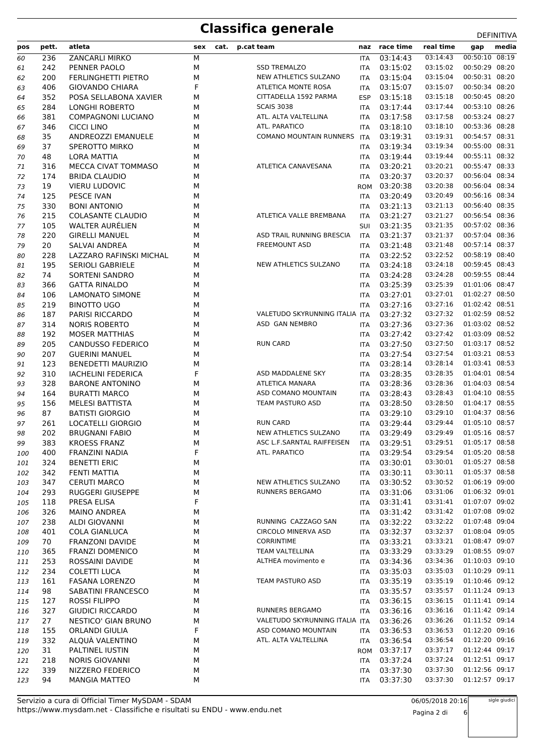# Classifica generale

DEFINITIVA

| pos | pett. | atleta | sex | cat. | p.cat | team | naz | race time | real time | gap | media |
|---|---|---|---|---|---|---|---|---|---|---|---|
| 60 | 236 | ZANCARLI MIRKO | M | | | | ITA | 03:14:43 | 03:14:43 | 00:50:10 | 08:19 |
| 61 | 242 | PENNER PAOLO | M | | | SSD TREMALZO | ITA | 03:15:02 | 03:15:02 | 00:50:29 | 08:20 |
| 62 | 200 | FERLINGHETTI PIETRO | M | | | NEW ATHLETICS SULZANO | ITA | 03:15:04 | 03:15:04 | 00:50:31 | 08:20 |
| 63 | 406 | GIOVANDO CHIARA | F | | | ATLETICA MONTE ROSA | ITA | 03:15:07 | 03:15:07 | 00:50:34 | 08:20 |
| 64 | 352 | POSA SELLABONA XAVIER | M | | | CITTADELLA 1592 PARMA | ESP | 03:15:18 | 03:15:18 | 00:50:45 | 08:20 |
| 65 | 284 | LONGHI ROBERTO | M | | | SCAIS 3038 | ITA | 03:17:44 | 03:17:44 | 00:53:10 | 08:26 |
| 66 | 381 | COMPAGNONI LUCIANO | M | | | ATL. ALTA VALTELLINA | ITA | 03:17:58 | 03:17:58 | 00:53:24 | 08:27 |
| 67 | 346 | CICCI LINO | M | | | ATL. PARATICO | ITA | 03:18:10 | 03:18:10 | 00:53:36 | 08:28 |
| 68 | 35 | ANDREOZZI EMANUELE | M | | | COMANO MOUNTAIN RUNNERS | ITA | 03:19:31 | 03:19:31 | 00:54:57 | 08:31 |
| 69 | 37 | SPEROTTO MIRKO | M | | | | ITA | 03:19:34 | 03:19:34 | 00:55:00 | 08:31 |
| 70 | 48 | LORA MATTIA | M | | | | ITA | 03:19:44 | 03:19:44 | 00:55:11 | 08:32 |
| 71 | 316 | MECCA CIVAT TOMMASO | M | | | ATLETICA CANAVESANA | ITA | 03:20:21 | 03:20:21 | 00:55:47 | 08:33 |
| 72 | 174 | BRIDA CLAUDIO | M | | | | ITA | 03:20:37 | 03:20:37 | 00:56:04 | 08:34 |
| 73 | 19 | VIERU LUDOVIC | M | | | | ROM | 03:20:38 | 03:20:38 | 00:56:04 | 08:34 |
| 74 | 125 | PESCE IVAN | M | | | | ITA | 03:20:49 | 03:20:49 | 00:56:16 | 08:34 |
| 75 | 330 | BONI ANTONIO | M | | | | ITA | 03:21:13 | 03:21:13 | 00:56:40 | 08:35 |
| 76 | 215 | COLASANTE CLAUDIO | M | | | ATLETICA VALLE BREMBANA | ITA | 03:21:27 | 03:21:27 | 00:56:54 | 08:36 |
| 77 | 105 | WALTER AURÉLIEN | M | | | | SUI | 03:21:35 | 03:21:35 | 00:57:02 | 08:36 |
| 78 | 220 | GIRELLI MANUEL | M | | | ASD TRAIL RUNNING BRESCIA | ITA | 03:21:37 | 03:21:37 | 00:57:04 | 08:36 |
| 79 | 20 | SALVAI ANDREA | M | | | FREEMOUNT ASD | ITA | 03:21:48 | 03:21:48 | 00:57:14 | 08:37 |
| 80 | 228 | LAZZARO RAFINSKI MICHAL | M | | | | ITA | 03:22:52 | 03:22:52 | 00:58:19 | 08:40 |
| 81 | 195 | SERIOLI GABRIELE | M | | | NEW ATHLETICS SULZANO | ITA | 03:24:18 | 03:24:18 | 00:59:45 | 08:43 |
| 82 | 74 | SORTENI SANDRO | M | | | | ITA | 03:24:28 | 03:24:28 | 00:59:55 | 08:44 |
| 83 | 366 | GATTA RINALDO | M | | | | ITA | 03:25:39 | 03:25:39 | 01:01:06 | 08:47 |
| 84 | 106 | LAMONATO SIMONE | M | | | | ITA | 03:27:01 | 03:27:01 | 01:02:27 | 08:50 |
| 85 | 219 | BINOTTO UGO | M | | | | ITA | 03:27:16 | 03:27:16 | 01:02:42 | 08:51 |
| 86 | 187 | PARISI RICCARDO | M | | | VALETUDO SKYRUNNING ITALIA | ITA | 03:27:32 | 03:27:32 | 01:02:59 | 08:52 |
| 87 | 314 | NORIS ROBERTO | M | | | ASD GAN NEMBRO | ITA | 03:27:36 | 03:27:36 | 01:03:02 | 08:52 |
| 88 | 192 | MOSER MATTHIAS | M | | | | ITA | 03:27:42 | 03:27:42 | 01:03:09 | 08:52 |
| 89 | 205 | CANDUSSO FEDERICO | M | | | RUN CARD | ITA | 03:27:50 | 03:27:50 | 01:03:17 | 08:52 |
| 90 | 207 | GUERINI MANUEL | M | | | | ITA | 03:27:54 | 03:27:54 | 01:03:21 | 08:53 |
| 91 | 123 | BENEDETTI MAURIZIO | M | | | | ITA | 03:28:14 | 03:28:14 | 01:03:41 | 08:53 |
| 92 | 310 | IACHELINI FEDERICA | F | | | ASD MADDALENE SKY | ITA | 03:28:35 | 03:28:35 | 01:04:01 | 08:54 |
| 93 | 328 | BARONE ANTONINO | M | | | ATLETICA MANARA | ITA | 03:28:36 | 03:28:36 | 01:04:03 | 08:54 |
| 94 | 164 | BURATTI MARCO | M | | | ASD COMANO MOUNTAIN | ITA | 03:28:43 | 03:28:43 | 01:04:10 | 08:55 |
| 95 | 156 | MELESI BATTISTA | M | | | TEAM PASTURO ASD | ITA | 03:28:50 | 03:28:50 | 01:04:17 | 08:55 |
| 96 | 87 | BATISTI GIORGIO | M | | | | ITA | 03:29:10 | 03:29:10 | 01:04:37 | 08:56 |
| 97 | 261 | LOCATELLI GIORGIO | M | | | RUN CARD | ITA | 03:29:44 | 03:29:44 | 01:05:10 | 08:57 |
| 98 | 202 | BRUGNANI FABIO | M | | | NEW ATHLETICS SULZANO | ITA | 03:29:49 | 03:29:49 | 01:05:16 | 08:57 |
| 99 | 383 | KROESS FRANZ | M | | | ASC L.F.SARNTAL RAIFFEISEN | ITA | 03:29:51 | 03:29:51 | 01:05:17 | 08:58 |
| 100 | 400 | FRANZINI NADIA | F | | | ATL. PARATICO | ITA | 03:29:54 | 03:29:54 | 01:05:20 | 08:58 |
| 101 | 324 | BENETTI ERIC | M | | | | ITA | 03:30:01 | 03:30:01 | 01:05:27 | 08:58 |
| 102 | 342 | FENTI MATTIA | M | | | | ITA | 03:30:11 | 03:30:11 | 01:05:37 | 08:58 |
| 103 | 347 | CERUTI MARCO | M | | | NEW ATHLETICS SULZANO | ITA | 03:30:52 | 03:30:52 | 01:06:19 | 09:00 |
| 104 | 293 | RUGGERI GIUSEPPE | M | | | RUNNERS BERGAMO | ITA | 03:31:06 | 03:31:06 | 01:06:32 | 09:01 |
| 105 | 118 | PRESA ELISA | F | | | | ITA | 03:31:41 | 03:31:41 | 01:07:07 | 09:02 |
| 106 | 326 | MAINO ANDREA | M | | | | ITA | 03:31:42 | 03:31:42 | 01:07:08 | 09:02 |
| 107 | 238 | ALDI GIOVANNI | M | | | RUNNING CAZZAGO SAN | ITA | 03:32:22 | 03:32:22 | 01:07:48 | 09:04 |
| 108 | 401 | COLA GIANLUCA | M | | | CIRCOLO MINERVA ASD | ITA | 03:32:37 | 03:32:37 | 01:08:04 | 09:05 |
| 109 | 70 | FRANZONI DAVIDE | M | | | CORRINTIME | ITA | 03:33:21 | 03:33:21 | 01:08:47 | 09:07 |
| 110 | 365 | FRANZI DOMENICO | M | | | TEAM VALTELLINA | ITA | 03:33:29 | 03:33:29 | 01:08:55 | 09:07 |
| 111 | 253 | ROSSAINI DAVIDE | M | | | ALTHEA movimento e | ITA | 03:34:36 | 03:34:36 | 01:10:03 | 09:10 |
| 112 | 234 | COLETTI LUCA | M | | | | ITA | 03:35:03 | 03:35:03 | 01:10:29 | 09:11 |
| 113 | 161 | FASANA LORENZO | M | | | TEAM PASTURO ASD | ITA | 03:35:19 | 03:35:19 | 01:10:46 | 09:12 |
| 114 | 98 | SABATINI FRANCESCO | M | | | | ITA | 03:35:57 | 03:35:57 | 01:11:24 | 09:13 |
| 115 | 127 | ROSSI FILIPPO | M | | | | ITA | 03:36:15 | 03:36:15 | 01:11:41 | 09:14 |
| 116 | 327 | GIUDICI RICCARDO | M | | | RUNNERS BERGAMO | ITA | 03:36:16 | 03:36:16 | 01:11:42 | 09:14 |
| 117 | 27 | NESTICO' GIAN BRUNO | M | | | VALETUDO SKYRUNNING ITALIA | ITA | 03:36:26 | 03:36:26 | 01:11:52 | 09:14 |
| 118 | 155 | ORLANDI GIULIA | F | | | ASD COMANO MOUNTAIN | ITA | 03:36:53 | 03:36:53 | 01:12:20 | 09:16 |
| 119 | 332 | ALQUÀ VALENTINO | M | | | ATL. ALTA VALTELLINA | ITA | 03:36:54 | 03:36:54 | 01:12:20 | 09:16 |
| 120 | 31 | PALTINEL IUSTIN | M | | | | ROM | 03:37:17 | 03:37:17 | 01:12:44 | 09:17 |
| 121 | 218 | NORIS GIOVANNI | M | | | | ITA | 03:37:24 | 03:37:24 | 01:12:51 | 09:17 |
| 122 | 339 | NIZZERO FEDERICO | M | | | | ITA | 03:37:30 | 03:37:30 | 01:12:56 | 09:17 |
| 123 | 94 | MANGIA MATTEO | M | | | | ITA | 03:37:30 | 03:37:30 | 01:12:57 | 09:17 |

Servizio a cura di Official Timer MySDAM - SDAM
https://www.mysdam.net - Classifiche e risultati su ENDU - www.endu.net

06/05/2018 20:16

sigle giudici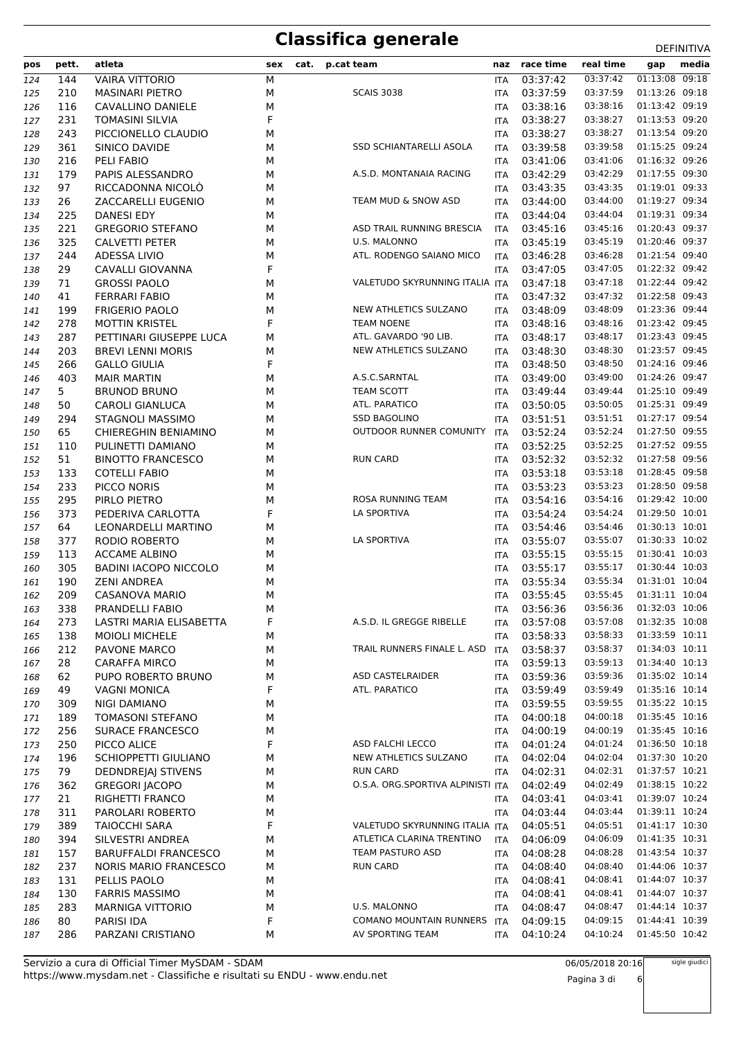# Classifica generale

DEFINITIVA

| pos | pett. | atleta | sex | cat. | p.cat | team | naz | race time | real time | gap | media |
|---|---|---|---|---|---|---|---|---|---|---|---|
| 124 | 144 | VAIRA VITTORIO | M | | | | ITA | 03:37:42 | 03:37:42 | 01:13:08 | 09:18 |
| 125 | 210 | MASINARI PIETRO | M | | | SCAIS 3038 | ITA | 03:37:59 | 03:37:59 | 01:13:26 | 09:18 |
| 126 | 116 | CAVALLINO DANIELE | M | | | | ITA | 03:38:16 | 03:38:16 | 01:13:42 | 09:19 |
| 127 | 231 | TOMASINI SILVIA | F | | | | ITA | 03:38:27 | 03:38:27 | 01:13:53 | 09:20 |
| 128 | 243 | PICCIONELLO CLAUDIO | M | | | | ITA | 03:38:27 | 03:38:27 | 01:13:54 | 09:20 |
| 129 | 361 | SINICO DAVIDE | M | | | SSD SCHIANTARELLI ASOLA | ITA | 03:39:58 | 03:39:58 | 01:15:25 | 09:24 |
| 130 | 216 | PELI FABIO | M | | | | ITA | 03:41:06 | 03:41:06 | 01:16:32 | 09:26 |
| 131 | 179 | PAPIS ALESSANDRO | M | | | A.S.D. MONTANAIA RACING | ITA | 03:42:29 | 03:42:29 | 01:17:55 | 09:30 |
| 132 | 97 | RICCADONNA NICOLÒ | M | | | | ITA | 03:43:35 | 03:43:35 | 01:19:01 | 09:33 |
| 133 | 26 | ZACCARELLI EUGENIO | M | | | TEAM MUD & SNOW ASD | ITA | 03:44:00 | 03:44:00 | 01:19:27 | 09:34 |
| 134 | 225 | DANESI EDY | M | | | | ITA | 03:44:04 | 03:44:04 | 01:19:31 | 09:34 |
| 135 | 221 | GREGORIO STEFANO | M | | | ASD TRAIL RUNNING BRESCIA | ITA | 03:45:16 | 03:45:16 | 01:20:43 | 09:37 |
| 136 | 325 | CALVETTI PETER | M | | | U.S. MALONNO | ITA | 03:45:19 | 03:45:19 | 01:20:46 | 09:37 |
| 137 | 244 | ADESSA LIVIO | M | | | ATL. RODENGO SAIANO MICO | ITA | 03:46:28 | 03:46:28 | 01:21:54 | 09:40 |
| 138 | 29 | CAVALLI GIOVANNA | F | | | | ITA | 03:47:05 | 03:47:05 | 01:22:32 | 09:42 |
| 139 | 71 | GROSSI PAOLO | M | | | VALETUDO SKYRUNNING ITALIA | ITA | 03:47:18 | 03:47:18 | 01:22:44 | 09:42 |
| 140 | 41 | FERRARI FABIO | M | | | | ITA | 03:47:32 | 03:47:32 | 01:22:58 | 09:43 |
| 141 | 199 | FRIGERIO PAOLO | M | | | NEW ATHLETICS SULZANO | ITA | 03:48:09 | 03:48:09 | 01:23:36 | 09:44 |
| 142 | 278 | MOTTIN KRISTEL | F | | | TEAM NOENE | ITA | 03:48:16 | 03:48:16 | 01:23:42 | 09:45 |
| 143 | 287 | PETTINARI GIUSEPPE LUCA | M | | | ATL. GAVARDO '90 LIB. | ITA | 03:48:17 | 03:48:17 | 01:23:43 | 09:45 |
| 144 | 203 | BREVI LENNI MORIS | M | | | NEW ATHLETICS SULZANO | ITA | 03:48:30 | 03:48:30 | 01:23:57 | 09:45 |
| 145 | 266 | GALLO GIULIA | F | | | | ITA | 03:48:50 | 03:48:50 | 01:24:16 | 09:46 |
| 146 | 403 | MAIR MARTIN | M | | | A.S.C.SARNTAL | ITA | 03:49:00 | 03:49:00 | 01:24:26 | 09:47 |
| 147 | 5 | BRUNOD BRUNO | M | | | TEAM SCOTT | ITA | 03:49:44 | 03:49:44 | 01:25:10 | 09:49 |
| 148 | 50 | CAROLI GIANLUCA | M | | | ATL. PARATICO | ITA | 03:50:05 | 03:50:05 | 01:25:31 | 09:49 |
| 149 | 294 | STAGNOLI MASSIMO | M | | | SSD BAGOLINO | ITA | 03:51:51 | 03:51:51 | 01:27:17 | 09:54 |
| 150 | 65 | CHIEREGHIN BENIAMINO | M | | | OUTDOOR RUNNER COMUNITY | ITA | 03:52:24 | 03:52:24 | 01:27:50 | 09:55 |
| 151 | 110 | PULINETTI DAMIANO | M | | | | ITA | 03:52:25 | 03:52:25 | 01:27:52 | 09:55 |
| 152 | 51 | BINOTTO FRANCESCO | M | | | RUN CARD | ITA | 03:52:32 | 03:52:32 | 01:27:58 | 09:56 |
| 153 | 133 | COTELLI FABIO | M | | | | ITA | 03:53:18 | 03:53:18 | 01:28:45 | 09:58 |
| 154 | 233 | PICCO NORIS | M | | | | ITA | 03:53:23 | 03:53:23 | 01:28:50 | 09:58 |
| 155 | 295 | PIRLO PIETRO | M | | | ROSA RUNNING TEAM | ITA | 03:54:16 | 03:54:16 | 01:29:42 | 10:00 |
| 156 | 373 | PEDERIVA CARLOTTA | F | | | LA SPORTIVA | ITA | 03:54:24 | 03:54:24 | 01:29:50 | 10:01 |
| 157 | 64 | LEONARDELLI MARTINO | M | | | | ITA | 03:54:46 | 03:54:46 | 01:30:13 | 10:01 |
| 158 | 377 | RODIO ROBERTO | M | | | LA SPORTIVA | ITA | 03:55:07 | 03:55:07 | 01:30:33 | 10:02 |
| 159 | 113 | ACCAME ALBINO | M | | | | ITA | 03:55:15 | 03:55:15 | 01:30:41 | 10:03 |
| 160 | 305 | BADINI IACOPO NICCOLO | M | | | | ITA | 03:55:17 | 03:55:17 | 01:30:44 | 10:03 |
| 161 | 190 | ZENI ANDREA | M | | | | ITA | 03:55:34 | 03:55:34 | 01:31:01 | 10:04 |
| 162 | 209 | CASANOVA MARIO | M | | | | ITA | 03:55:45 | 03:55:45 | 01:31:11 | 10:04 |
| 163 | 338 | PRANDELLI FABIO | M | | | | ITA | 03:56:36 | 03:56:36 | 01:32:03 | 10:06 |
| 164 | 273 | LASTRI MARIA ELISABETTA | F | | | A.S.D. IL GREGGE RIBELLE | ITA | 03:57:08 | 03:57:08 | 01:32:35 | 10:08 |
| 165 | 138 | MOIOLI MICHELE | M | | | | ITA | 03:58:33 | 03:58:33 | 01:33:59 | 10:11 |
| 166 | 212 | PAVONE MARCO | M | | | TRAIL RUNNERS FINALE L. ASD | ITA | 03:58:37 | 03:58:37 | 01:34:03 | 10:11 |
| 167 | 28 | CARAFFA MIRCO | M | | | | ITA | 03:59:13 | 03:59:13 | 01:34:40 | 10:13 |
| 168 | 62 | PUPO ROBERTO BRUNO | M | | | ASD CASTELRAIDER | ITA | 03:59:36 | 03:59:36 | 01:35:02 | 10:14 |
| 169 | 49 | VAGNI MONICA | F | | | ATL. PARATICO | ITA | 03:59:49 | 03:59:49 | 01:35:16 | 10:14 |
| 170 | 309 | NIGI DAMIANO | M | | | | ITA | 03:59:55 | 03:59:55 | 01:35:22 | 10:15 |
| 171 | 189 | TOMASONI STEFANO | M | | | | ITA | 04:00:18 | 04:00:18 | 01:35:45 | 10:16 |
| 172 | 256 | SURACE FRANCESCO | M | | | | ITA | 04:00:19 | 04:00:19 | 01:35:45 | 10:16 |
| 173 | 250 | PICCO ALICE | F | | | ASD FALCHI LECCO | ITA | 04:01:24 | 04:01:24 | 01:36:50 | 10:18 |
| 174 | 196 | SCHIOPPETTI GIULIANO | M | | | NEW ATHLETICS SULZANO | ITA | 04:02:04 | 04:02:04 | 01:37:30 | 10:20 |
| 175 | 79 | DEDNDREJAJ STIVENS | M | | | RUN CARD | ITA | 04:02:31 | 04:02:31 | 01:37:57 | 10:21 |
| 176 | 362 | GREGORI JACOPO | M | | | O.S.A. ORG.SPORTIVA ALPINISTI | ITA | 04:02:49 | 04:02:49 | 01:38:15 | 10:22 |
| 177 | 21 | RIGHETTI FRANCO | M | | | | ITA | 04:03:41 | 04:03:41 | 01:39:07 | 10:24 |
| 178 | 311 | PAROLARI ROBERTO | M | | | | ITA | 04:03:44 | 04:03:44 | 01:39:11 | 10:24 |
| 179 | 389 | TAIOCCHI SARA | F | | | VALETUDO SKYRUNNING ITALIA | ITA | 04:05:51 | 04:05:51 | 01:41:17 | 10:30 |
| 180 | 394 | SILVESTRI ANDREA | M | | | ATLETICA CLARINA TRENTINO | ITA | 04:06:09 | 04:06:09 | 01:41:35 | 10:31 |
| 181 | 157 | BARUFFALDI FRANCESCO | M | | | TEAM PASTURO ASD | ITA | 04:08:28 | 04:08:28 | 01:43:54 | 10:37 |
| 182 | 237 | NORIS MARIO FRANCESCO | M | | | RUN CARD | ITA | 04:08:40 | 04:08:40 | 01:44:06 | 10:37 |
| 183 | 131 | PELLIS PAOLO | M | | | | ITA | 04:08:41 | 04:08:41 | 01:44:07 | 10:37 |
| 184 | 130 | FARRIS MASSIMO | M | | | | ITA | 04:08:41 | 04:08:41 | 01:44:07 | 10:37 |
| 185 | 283 | MARNIGA VITTORIO | M | | | U.S. MALONNO | ITA | 04:08:47 | 04:08:47 | 01:44:14 | 10:37 |
| 186 | 80 | PARISI IDA | F | | | COMANO MOUNTAIN RUNNERS | ITA | 04:09:15 | 04:09:15 | 01:44:41 | 10:39 |
| 187 | 286 | PARZANI CRISTIANO | M | | | AV SPORTING TEAM | ITA | 04:10:24 | 04:10:24 | 01:45:50 | 10:42 |

Servizio a cura di Official Timer MySDAM - SDAM
https://www.mysdam.net - Classifiche e risultati su ENDU - www.endu.net

06/05/2018 20:16

sigle giudici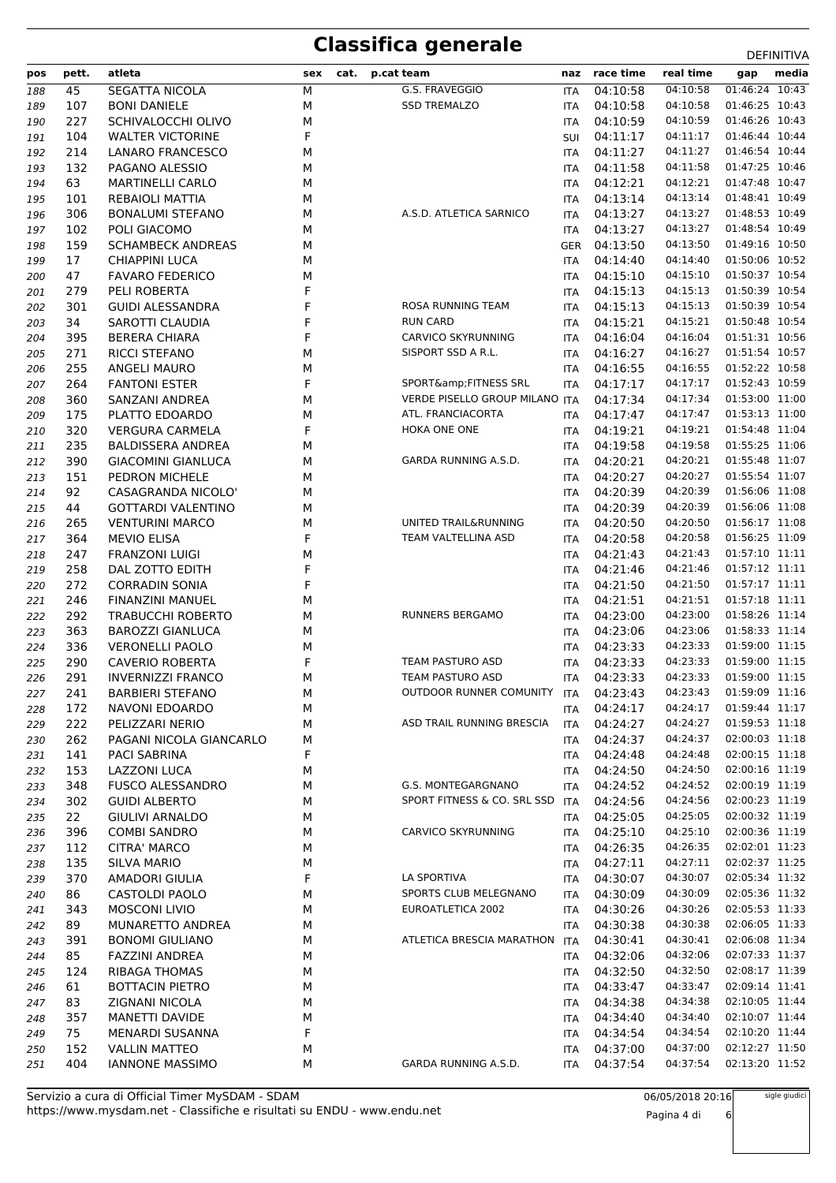# Classifica generale

DEFINITIVA

| pos | pett. | atleta | sex | cat. | p.cat | team | naz | race time | real time | gap | media |
|---|---|---|---|---|---|---|---|---|---|---|---|
| 188 | 45 | SEGATTA NICOLA | M | | | G.S. FRAVEGGIO | ITA | 04:10:58 | 04:10:58 | 01:46:24 | 10:43 |
| 189 | 107 | BONI DANIELE | M | | | SSD TREMALZO | ITA | 04:10:58 | 04:10:58 | 01:46:25 | 10:43 |
| 190 | 227 | SCHIVALOCCHI OLIVO | M | | | | ITA | 04:10:59 | 04:10:59 | 01:46:26 | 10:43 |
| 191 | 104 | WALTER VICTORINE | F | | | | SUI | 04:11:17 | 04:11:17 | 01:46:44 | 10:44 |
| 192 | 214 | LANARO FRANCESCO | M | | | | ITA | 04:11:27 | 04:11:27 | 01:46:54 | 10:44 |
| 193 | 132 | PAGANO ALESSIO | M | | | | ITA | 04:11:58 | 04:11:58 | 01:47:25 | 10:46 |
| 194 | 63 | MARTINELLI CARLO | M | | | | ITA | 04:12:21 | 04:12:21 | 01:47:48 | 10:47 |
| 195 | 101 | REBAIOLI MATTIA | M | | | | ITA | 04:13:14 | 04:13:14 | 01:48:41 | 10:49 |
| 196 | 306 | BONALUMI STEFANO | M | | | A.S.D. ATLETICA SARNICO | ITA | 04:13:27 | 04:13:27 | 01:48:53 | 10:49 |
| 197 | 102 | POLI GIACOMO | M | | | | ITA | 04:13:27 | 04:13:27 | 01:48:54 | 10:49 |
| 198 | 159 | SCHAMBECK ANDREAS | M | | | | GER | 04:13:50 | 04:13:50 | 01:49:16 | 10:50 |
| 199 | 17 | CHIAPPINI LUCA | M | | | | ITA | 04:14:40 | 04:14:40 | 01:50:06 | 10:52 |
| 200 | 47 | FAVARO FEDERICO | M | | | | ITA | 04:15:10 | 04:15:10 | 01:50:37 | 10:54 |
| 201 | 279 | PELI ROBERTA | F | | | | ITA | 04:15:13 | 04:15:13 | 01:50:39 | 10:54 |
| 202 | 301 | GUIDI ALESSANDRA | F | | | ROSA RUNNING TEAM | ITA | 04:15:13 | 04:15:13 | 01:50:39 | 10:54 |
| 203 | 34 | SAROTTI CLAUDIA | F | | | RUN CARD | ITA | 04:15:21 | 04:15:21 | 01:50:48 | 10:54 |
| 204 | 395 | BERERA CHIARA | F | | | CARVICO SKYRUNNING | ITA | 04:16:04 | 04:16:04 | 01:51:31 | 10:56 |
| 205 | 271 | RICCI STEFANO | M | | | SISPORT SSD A R.L. | ITA | 04:16:27 | 04:16:27 | 01:51:54 | 10:57 |
| 206 | 255 | ANGELI MAURO | M | | | | ITA | 04:16:55 | 04:16:55 | 01:52:22 | 10:58 |
| 207 | 264 | FANTONI ESTER | F | | | SPORT&amp;FITNESS SRL | ITA | 04:17:17 | 04:17:17 | 01:52:43 | 10:59 |
| 208 | 360 | SANZANI ANDREA | M | | | VERDE PISELLO GROUP MILANO | ITA | 04:17:34 | 04:17:34 | 01:53:00 | 11:00 |
| 209 | 175 | PLATTO EDOARDO | M | | | ATL. FRANCIACORTA | ITA | 04:17:47 | 04:17:47 | 01:53:13 | 11:00 |
| 210 | 320 | VERGURA CARMELA | F | | | HOKA ONE ONE | ITA | 04:19:21 | 04:19:21 | 01:54:48 | 11:04 |
| 211 | 235 | BALDISSERA ANDREA | M | | | | ITA | 04:19:58 | 04:19:58 | 01:55:25 | 11:06 |
| 212 | 390 | GIACOMINI GIANLUCA | M | | | GARDA RUNNING A.S.D. | ITA | 04:20:21 | 04:20:21 | 01:55:48 | 11:07 |
| 213 | 151 | PEDRON MICHELE | M | | | | ITA | 04:20:27 | 04:20:27 | 01:55:54 | 11:07 |
| 214 | 92 | CASAGRANDA NICOLO' | M | | | | ITA | 04:20:39 | 04:20:39 | 01:56:06 | 11:08 |
| 215 | 44 | GOTTARDI VALENTINO | M | | | | ITA | 04:20:39 | 04:20:39 | 01:56:06 | 11:08 |
| 216 | 265 | VENTURINI MARCO | M | | | UNITED TRAIL&RUNNING | ITA | 04:20:50 | 04:20:50 | 01:56:17 | 11:08 |
| 217 | 364 | MEVIO ELISA | F | | | TEAM VALTELLINA ASD | ITA | 04:20:58 | 04:20:58 | 01:56:25 | 11:09 |
| 218 | 247 | FRANZONI LUIGI | M | | | | ITA | 04:21:43 | 04:21:43 | 01:57:10 | 11:11 |
| 219 | 258 | DAL ZOTTO EDITH | F | | | | ITA | 04:21:46 | 04:21:46 | 01:57:12 | 11:11 |
| 220 | 272 | CORRADIN SONIA | F | | | | ITA | 04:21:50 | 04:21:50 | 01:57:17 | 11:11 |
| 221 | 246 | FINANZINI MANUEL | M | | | | ITA | 04:21:51 | 04:21:51 | 01:57:18 | 11:11 |
| 222 | 292 | TRABUCCHI ROBERTO | M | | | RUNNERS BERGAMO | ITA | 04:23:00 | 04:23:00 | 01:58:26 | 11:14 |
| 223 | 363 | BAROZZI GIANLUCA | M | | | | ITA | 04:23:06 | 04:23:06 | 01:58:33 | 11:14 |
| 224 | 336 | VERONELLI PAOLO | M | | | | ITA | 04:23:33 | 04:23:33 | 01:59:00 | 11:15 |
| 225 | 290 | CAVERIO ROBERTA | F | | | TEAM PASTURO ASD | ITA | 04:23:33 | 04:23:33 | 01:59:00 | 11:15 |
| 226 | 291 | INVERNIZZI FRANCO | M | | | TEAM PASTURO ASD | ITA | 04:23:33 | 04:23:33 | 01:59:00 | 11:15 |
| 227 | 241 | BARBIERI STEFANO | M | | | OUTDOOR RUNNER COMUNITY | ITA | 04:23:43 | 04:23:43 | 01:59:09 | 11:16 |
| 228 | 172 | NAVONI EDOARDO | M | | | | ITA | 04:24:17 | 04:24:17 | 01:59:44 | 11:17 |
| 229 | 222 | PELIZZARI NERIO | M | | | ASD TRAIL RUNNING BRESCIA | ITA | 04:24:27 | 04:24:27 | 01:59:53 | 11:18 |
| 230 | 262 | PAGANI NICOLA GIANCARLO | M | | | | ITA | 04:24:37 | 04:24:37 | 02:00:03 | 11:18 |
| 231 | 141 | PACI SABRINA | F | | | | ITA | 04:24:48 | 04:24:48 | 02:00:15 | 11:18 |
| 232 | 153 | LAZZONI LUCA | M | | | | ITA | 04:24:50 | 04:24:50 | 02:00:16 | 11:19 |
| 233 | 348 | FUSCO ALESSANDRO | M | | | G.S. MONTEGARGNANO | ITA | 04:24:52 | 04:24:52 | 02:00:19 | 11:19 |
| 234 | 302 | GUIDI ALBERTO | M | | | SPORT FITNESS & CO. SRL SSD | ITA | 04:24:56 | 04:24:56 | 02:00:23 | 11:19 |
| 235 | 22 | GIULIVI ARNALDO | M | | | | ITA | 04:25:05 | 04:25:05 | 02:00:32 | 11:19 |
| 236 | 396 | COMBI SANDRO | M | | | CARVICO SKYRUNNING | ITA | 04:25:10 | 04:25:10 | 02:00:36 | 11:19 |
| 237 | 112 | CITRA' MARCO | M | | | | ITA | 04:26:35 | 04:26:35 | 02:02:01 | 11:23 |
| 238 | 135 | SILVA MARIO | M | | | | ITA | 04:27:11 | 04:27:11 | 02:02:37 | 11:25 |
| 239 | 370 | AMADORI GIULIA | F | | | LA SPORTIVA | ITA | 04:30:07 | 04:30:07 | 02:05:34 | 11:32 |
| 240 | 86 | CASTOLDI PAOLO | M | | | SPORTS CLUB MELEGNANO | ITA | 04:30:09 | 04:30:09 | 02:05:36 | 11:32 |
| 241 | 343 | MOSCONI LIVIO | M | | | EUROATLETICA 2002 | ITA | 04:30:26 | 04:30:26 | 02:05:53 | 11:33 |
| 242 | 89 | MUNARETTO ANDREA | M | | | | ITA | 04:30:38 | 04:30:38 | 02:06:05 | 11:33 |
| 243 | 391 | BONOMI GIULIANO | M | | | ATLETICA BRESCIA MARATHON | ITA | 04:30:41 | 04:30:41 | 02:06:08 | 11:34 |
| 244 | 85 | FAZZINI ANDREA | M | | | | ITA | 04:32:06 | 04:32:06 | 02:07:33 | 11:37 |
| 245 | 124 | RIBAGA THOMAS | M | | | | ITA | 04:32:50 | 04:32:50 | 02:08:17 | 11:39 |
| 246 | 61 | BOTTACIN PIETRO | M | | | | ITA | 04:33:47 | 04:33:47 | 02:09:14 | 11:41 |
| 247 | 83 | ZIGNANI NICOLA | M | | | | ITA | 04:34:38 | 04:34:38 | 02:10:05 | 11:44 |
| 248 | 357 | MANETTI DAVIDE | M | | | | ITA | 04:34:40 | 04:34:40 | 02:10:07 | 11:44 |
| 249 | 75 | MENARDI SUSANNA | F | | | | ITA | 04:34:54 | 04:34:54 | 02:10:20 | 11:44 |
| 250 | 152 | VALLIN MATTEO | M | | | | ITA | 04:37:00 | 04:37:00 | 02:12:27 | 11:50 |
| 251 | 404 | IANNONE MASSIMO | M | | | GARDA RUNNING A.S.D. | ITA | 04:37:54 | 04:37:54 | 02:13:20 | 11:52 |

Servizio a cura di Official Timer MySDAM - SDAM
https://www.mysdam.net - Classifiche e risultati su ENDU - www.endu.net

06/05/2018 20:16

sigle giudici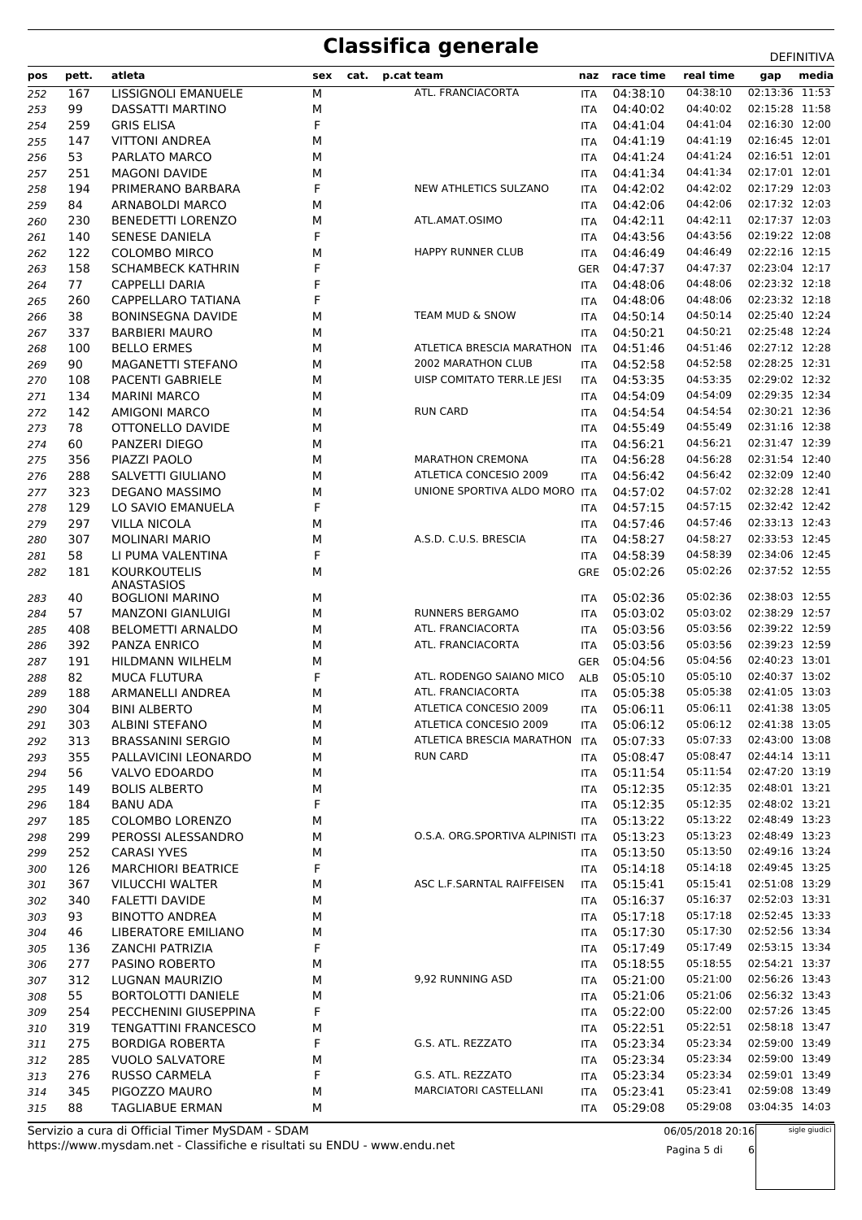# Classifica generale

DEFINITIVA

| pos | pett. | atleta | sex | cat. | p.cat | team | naz | race time | real time | gap | media |
|---|---|---|---|---|---|---|---|---|---|---|---|
| 252 | 167 | LISSIGNOLI EMANUELE | M | | | ATL. FRANCIACORTA | ITA | 04:38:10 | 04:38:10 | 02:13:36 | 11:53 |
| 253 | 99 | DASSATTI MARTINO | M | | | | ITA | 04:40:02 | 04:40:02 | 02:15:28 | 11:58 |
| 254 | 259 | GRIS ELISA | F | | | | ITA | 04:41:04 | 04:41:04 | 02:16:30 | 12:00 |
| 255 | 147 | VITTONI ANDREA | M | | | | ITA | 04:41:19 | 04:41:19 | 02:16:45 | 12:01 |
| 256 | 53 | PARLATO MARCO | M | | | | ITA | 04:41:24 | 04:41:24 | 02:16:51 | 12:01 |
| 257 | 251 | MAGONI DAVIDE | M | | | | ITA | 04:41:34 | 04:41:34 | 02:17:01 | 12:01 |
| 258 | 194 | PRIMERANO BARBARA | F | | | NEW ATHLETICS SULZANO | ITA | 04:42:02 | 04:42:02 | 02:17:29 | 12:03 |
| 259 | 84 | ARNABOLDI MARCO | M | | | | ITA | 04:42:06 | 04:42:06 | 02:17:32 | 12:03 |
| 260 | 230 | BENEDETTI LORENZO | M | | | ATL.AMAT.OSIMO | ITA | 04:42:11 | 04:42:11 | 02:17:37 | 12:03 |
| 261 | 140 | SENESE DANIELA | F | | | | ITA | 04:43:56 | 04:43:56 | 02:19:22 | 12:08 |
| 262 | 122 | COLOMBO MIRCO | M | | | HAPPY RUNNER CLUB | ITA | 04:46:49 | 04:46:49 | 02:22:16 | 12:15 |
| 263 | 158 | SCHAMBECK KATHRIN | F | | | | GER | 04:47:37 | 04:47:37 | 02:23:04 | 12:17 |
| 264 | 77 | CAPPELLI DARIA | F | | | | ITA | 04:48:06 | 04:48:06 | 02:23:32 | 12:18 |
| 265 | 260 | CAPPELLARO TATIANA | F | | | | ITA | 04:48:06 | 04:48:06 | 02:23:32 | 12:18 |
| 266 | 38 | BONINSEGNA DAVIDE | M | | | TEAM MUD & SNOW | ITA | 04:50:14 | 04:50:14 | 02:25:40 | 12:24 |
| 267 | 337 | BARBIERI MAURO | M | | | | ITA | 04:50:21 | 04:50:21 | 02:25:48 | 12:24 |
| 268 | 100 | BELLO ERMES | M | | | ATLETICA BRESCIA MARATHON | ITA | 04:51:46 | 04:51:46 | 02:27:12 | 12:28 |
| 269 | 90 | MAGANETTI STEFANO | M | | | 2002 MARATHON CLUB | ITA | 04:52:58 | 04:52:58 | 02:28:25 | 12:31 |
| 270 | 108 | PACENTI GABRIELE | M | | | UISP COMITATO TERR.LE JESI | ITA | 04:53:35 | 04:53:35 | 02:29:02 | 12:32 |
| 271 | 134 | MARINI MARCO | M | | | | ITA | 04:54:09 | 04:54:09 | 02:29:35 | 12:34 |
| 272 | 142 | AMIGONI MARCO | M | | | RUN CARD | ITA | 04:54:54 | 04:54:54 | 02:30:21 | 12:36 |
| 273 | 78 | OTTONELLO DAVIDE | M | | | | ITA | 04:55:49 | 04:55:49 | 02:31:16 | 12:38 |
| 274 | 60 | PANZERI DIEGO | M | | | | ITA | 04:56:21 | 04:56:21 | 02:31:47 | 12:39 |
| 275 | 356 | PIAZZI PAOLO | M | | | MARATHON CREMONA | ITA | 04:56:28 | 04:56:28 | 02:31:54 | 12:40 |
| 276 | 288 | SALVETTI GIULIANO | M | | | ATLETICA CONCESIO 2009 | ITA | 04:56:42 | 04:56:42 | 02:32:09 | 12:40 |
| 277 | 323 | DEGANO MASSIMO | M | | | UNIONE SPORTIVA ALDO MORO | ITA | 04:57:02 | 04:57:02 | 02:32:28 | 12:41 |
| 278 | 129 | LO SAVIO EMANUELA | F | | | | ITA | 04:57:15 | 04:57:15 | 02:32:42 | 12:42 |
| 279 | 297 | VILLA NICOLA | M | | | | ITA | 04:57:46 | 04:57:46 | 02:33:13 | 12:43 |
| 280 | 307 | MOLINARI MARIO | M | | | A.S.D. C.U.S. BRESCIA | ITA | 04:58:27 | 04:58:27 | 02:33:53 | 12:45 |
| 281 | 58 | LI PUMA VALENTINA | F | | | | ITA | 04:58:39 | 04:58:39 | 02:34:06 | 12:45 |
| 282 | 181 | KOURKOUTELIS ANASTASIOS | M | | | | GRE | 05:02:26 | 05:02:26 | 02:37:52 | 12:55 |
| 283 | 40 | BOGLIONI MARINO | M | | | | ITA | 05:02:36 | 05:02:36 | 02:38:03 | 12:55 |
| 284 | 57 | MANZONI GIANLUIGI | M | | | RUNNERS BERGAMO | ITA | 05:03:02 | 05:03:02 | 02:38:29 | 12:57 |
| 285 | 408 | BELOMETTI ARNALDO | M | | | ATL. FRANCIACORTA | ITA | 05:03:56 | 05:03:56 | 02:39:22 | 12:59 |
| 286 | 392 | PANZA ENRICO | M | | | ATL. FRANCIACORTA | ITA | 05:03:56 | 05:03:56 | 02:39:23 | 12:59 |
| 287 | 191 | HILDMANN WILHELM | M | | | | GER | 05:04:56 | 05:04:56 | 02:40:23 | 13:01 |
| 288 | 82 | MUCA FLUTURA | F | | | ATL. RODENGO SAIANO MICO | ALB | 05:05:10 | 05:05:10 | 02:40:37 | 13:02 |
| 289 | 188 | ARMANELLI ANDREA | M | | | ATL. FRANCIACORTA | ITA | 05:05:38 | 05:05:38 | 02:41:05 | 13:03 |
| 290 | 304 | BINI ALBERTO | M | | | ATLETICA CONCESIO 2009 | ITA | 05:06:11 | 05:06:11 | 02:41:38 | 13:05 |
| 291 | 303 | ALBINI STEFANO | M | | | ATLETICA CONCESIO 2009 | ITA | 05:06:12 | 05:06:12 | 02:41:38 | 13:05 |
| 292 | 313 | BRASSANINI SERGIO | M | | | ATLETICA BRESCIA MARATHON | ITA | 05:07:33 | 05:07:33 | 02:43:00 | 13:08 |
| 293 | 355 | PALLAVICINI LEONARDO | M | | | RUN CARD | ITA | 05:08:47 | 05:08:47 | 02:44:14 | 13:11 |
| 294 | 56 | VALVO EDOARDO | M | | | | ITA | 05:11:54 | 05:11:54 | 02:47:20 | 13:19 |
| 295 | 149 | BOLIS ALBERTO | M | | | | ITA | 05:12:35 | 05:12:35 | 02:48:01 | 13:21 |
| 296 | 184 | BANU ADA | F | | | | ITA | 05:12:35 | 05:12:35 | 02:48:02 | 13:21 |
| 297 | 185 | COLOMBO LORENZO | M | | | | ITA | 05:13:22 | 05:13:22 | 02:48:49 | 13:23 |
| 298 | 299 | PEROSSI ALESSANDRO | M | | | O.S.A. ORG.SPORTIVA ALPINISTI | ITA | 05:13:23 | 05:13:23 | 02:48:49 | 13:23 |
| 299 | 252 | CARASI YVES | M | | | | ITA | 05:13:50 | 05:13:50 | 02:49:16 | 13:24 |
| 300 | 126 | MARCHIORI BEATRICE | F | | | | ITA | 05:14:18 | 05:14:18 | 02:49:45 | 13:25 |
| 301 | 367 | VILUCCHI WALTER | M | | | ASC L.F.SARNTAL RAIFFEISEN | ITA | 05:15:41 | 05:15:41 | 02:51:08 | 13:29 |
| 302 | 340 | FALETTI DAVIDE | M | | | | ITA | 05:16:37 | 05:16:37 | 02:52:03 | 13:31 |
| 303 | 93 | BINOTTO ANDREA | M | | | | ITA | 05:17:18 | 05:17:18 | 02:52:45 | 13:33 |
| 304 | 46 | LIBERATORE EMILIANO | M | | | | ITA | 05:17:30 | 05:17:30 | 02:52:56 | 13:34 |
| 305 | 136 | ZANCHI PATRIZIA | F | | | | ITA | 05:17:49 | 05:17:49 | 02:53:15 | 13:34 |
| 306 | 277 | PASINO ROBERTO | M | | | | ITA | 05:18:55 | 05:18:55 | 02:54:21 | 13:37 |
| 307 | 312 | LUGNAN MAURIZIO | M | | | 9,92 RUNNING ASD | ITA | 05:21:00 | 05:21:00 | 02:56:26 | 13:43 |
| 308 | 55 | BORTOLOTTI DANIELE | M | | | | ITA | 05:21:06 | 05:21:06 | 02:56:32 | 13:43 |
| 309 | 254 | PECCHENINI GIUSEPPINA | F | | | | ITA | 05:22:00 | 05:22:00 | 02:57:26 | 13:45 |
| 310 | 319 | TENGATTINI FRANCESCO | M | | | | ITA | 05:22:51 | 05:22:51 | 02:58:18 | 13:47 |
| 311 | 275 | BORDIGA ROBERTA | F | | | G.S. ATL. REZZATO | ITA | 05:23:34 | 05:23:34 | 02:59:00 | 13:49 |
| 312 | 285 | VUOLO SALVATORE | M | | | | ITA | 05:23:34 | 05:23:34 | 02:59:00 | 13:49 |
| 313 | 276 | RUSSO CARMELA | F | | | G.S. ATL. REZZATO | ITA | 05:23:34 | 05:23:34 | 02:59:01 | 13:49 |
| 314 | 345 | PIGOZZO MAURO | M | | | MARCIATORI CASTELLANI | ITA | 05:23:41 | 05:23:41 | 02:59:08 | 13:49 |
| 315 | 88 | TAGLIABUE ERMAN | M | | | | ITA | 05:29:08 | 05:29:08 | 03:04:35 | 14:03 |

Servizio a cura di Official Timer MySDAM - SDAM
https://www.mysdam.net - Classifiche e risultati su ENDU - www.endu.net

06/05/2018 20:16

sigle giudici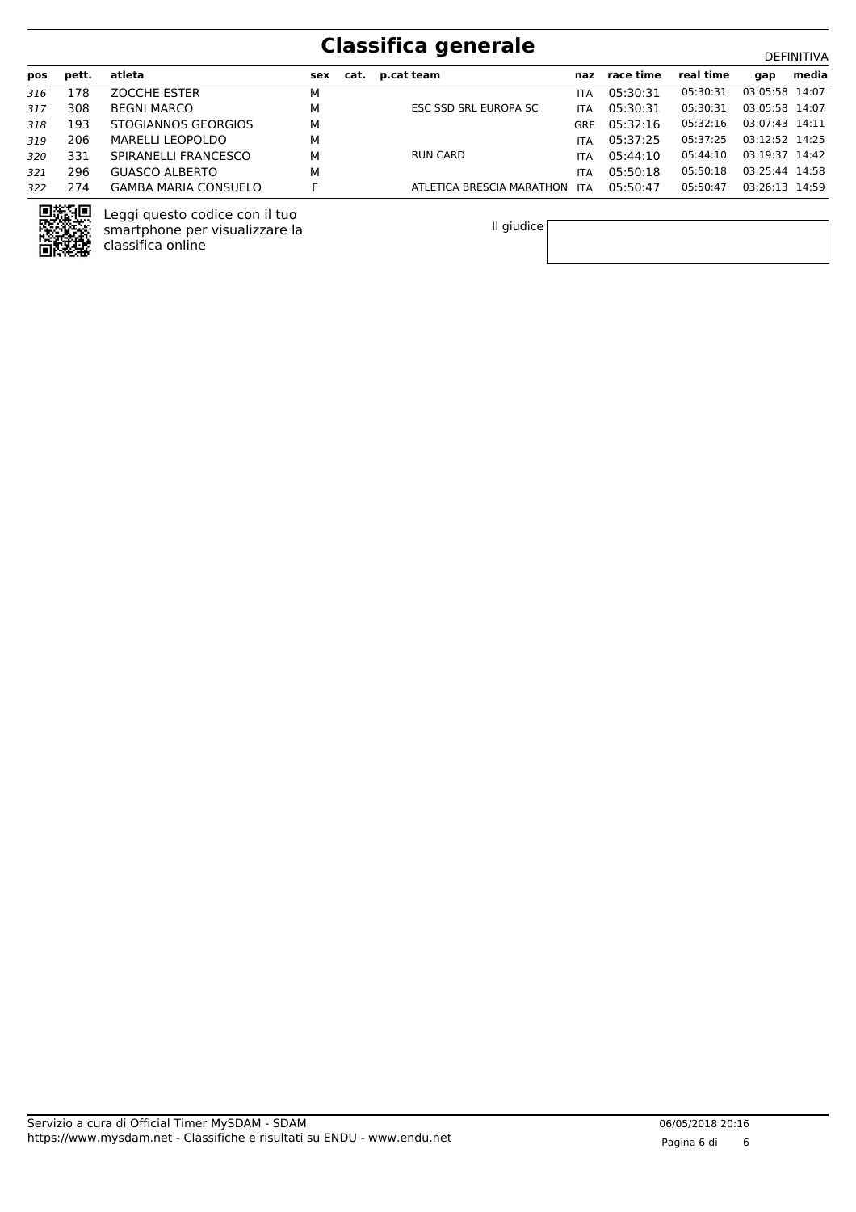# Classifica generale

DEFINITIVA

| pos | pett. | atleta | sex | cat. | p.cat | team | naz | race time | real time | gap | media |
|---|---|---|---|---|---|---|---|---|---|---|---|
| 316 | 178 | ZOCCHE ESTER | M | | | | ITA | 05:30:31 | 05:30:31 | 03:05:58 | 14:07 |
| 317 | 308 | BEGNI MARCO | M | | | ESC SSD SRL EUROPA SC | ITA | 05:30:31 | 05:30:31 | 03:05:58 | 14:07 |
| 318 | 193 | STOGIANNOS GEORGIOS | M | | | | GRE | 05:32:16 | 05:32:16 | 03:07:43 | 14:11 |
| 319 | 206 | MARELLI LEOPOLDO | M | | | | ITA | 05:37:25 | 05:37:25 | 03:12:52 | 14:25 |
| 320 | 331 | SPIRANELLI FRANCESCO | M | | | RUN CARD | ITA | 05:44:10 | 05:44:10 | 03:19:37 | 14:42 |
| 321 | 296 | GUASCO ALBERTO | M | | | | ITA | 05:50:18 | 05:50:18 | 03:25:44 | 14:58 |
| 322 | 274 | GAMBA MARIA CONSUELO | F | | | ATLETICA BRESCIA MARATHON | ITA | 05:50:47 | 05:50:47 | 03:26:13 | 14:59 |

Leggi questo codice con il tuo smartphone per visualizzare la classifica online

Il giudice

Servizio a cura di Official Timer MySDAM - SDAM
https://www.mysdam.net - Classifiche e risultati su ENDU - www.endu.net

06/05/2018 20:16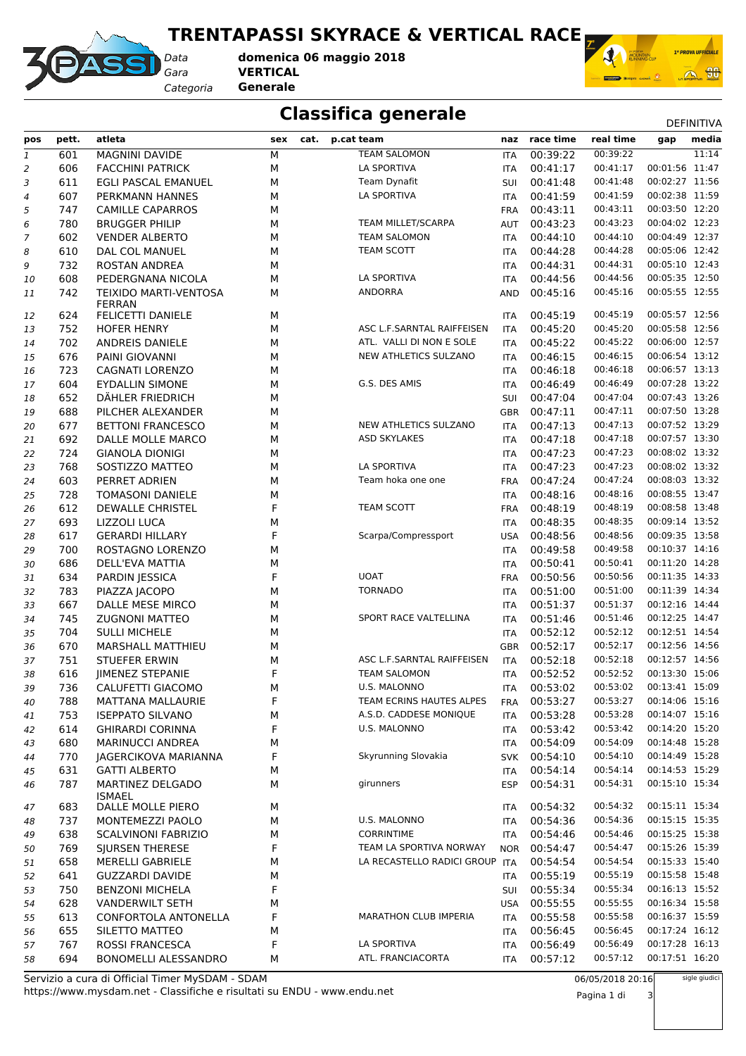# TRENTAPASSI SKYRACE & VERTICAL RACE

*Data* **domenica 06 maggio 2018**
*Gara* **VERTICAL**
*Categoria* **Generale**

## Classifica generale

DEFINITIVA

| pos | pett. | atleta | sex | cat. | p.cat | team | naz | race time | real time | gap | media |
|---|---|---|---|---|---|---|---|---|---|---|---|
| 1 | 601 | MAGNINI DAVIDE | M | | | TEAM SALOMON | ITA | 00:39:22 | 00:39:22 | | 11:14 |
| 2 | 606 | FACCHINI PATRICK | M | | | LA SPORTIVA | ITA | 00:41:17 | 00:41:17 | 00:01:56 | 11:47 |
| 3 | 611 | EGLI PASCAL EMANUEL | M | | | Team Dynafit | SUI | 00:41:48 | 00:41:48 | 00:02:27 | 11:56 |
| 4 | 607 | PERKMANN HANNES | M | | | LA SPORTIVA | ITA | 00:41:59 | 00:41:59 | 00:02:38 | 11:59 |
| 5 | 747 | CAMILLE CAPARROS | M | | | | FRA | 00:43:11 | 00:43:11 | 00:03:50 | 12:20 |
| 6 | 780 | BRUGGER PHILIP | M | | | TEAM MILLET/SCARPA | AUT | 00:43:23 | 00:43:23 | 00:04:02 | 12:23 |
| 7 | 602 | VENDER ALBERTO | M | | | TEAM SALOMON | ITA | 00:44:10 | 00:44:10 | 00:04:49 | 12:37 |
| 8 | 610 | DAL COL MANUEL | M | | | TEAM SCOTT | ITA | 00:44:28 | 00:44:28 | 00:05:06 | 12:42 |
| 9 | 732 | ROSTAN ANDREA | M | | | | ITA | 00:44:31 | 00:44:31 | 00:05:10 | 12:43 |
| 10 | 608 | PEDERGNANA NICOLA | M | | | LA SPORTIVA | ITA | 00:44:56 | 00:44:56 | 00:05:35 | 12:50 |
| 11 | 742 | TEIXIDO MARTI-VENTOSA FERRAN | M | | | ANDORRA | AND | 00:45:16 | 00:45:16 | 00:05:55 | 12:55 |
| 12 | 624 | FELICETTI DANIELE | M | | | | ITA | 00:45:19 | 00:45:19 | 00:05:57 | 12:56 |
| 13 | 752 | HOFER HENRY | M | | | ASC L.F.SARNTAL RAIFFEISEN | ITA | 00:45:20 | 00:45:20 | 00:05:58 | 12:56 |
| 14 | 702 | ANDREIS DANIELE | M | | | ATL. VALLI DI NON E SOLE | ITA | 00:45:22 | 00:45:22 | 00:06:00 | 12:57 |
| 15 | 676 | PAINI GIOVANNI | M | | | NEW ATHLETICS SULZANO | ITA | 00:46:15 | 00:46:15 | 00:06:54 | 13:12 |
| 16 | 723 | CAGNATI LORENZO | M | | | | ITA | 00:46:18 | 00:46:18 | 00:06:57 | 13:13 |
| 17 | 604 | EYDALLIN SIMONE | M | | | G.S. DES AMIS | ITA | 00:46:49 | 00:46:49 | 00:07:28 | 13:22 |
| 18 | 652 | DÄHLER FRIEDRICH | M | | | | SUI | 00:47:04 | 00:47:04 | 00:07:43 | 13:26 |
| 19 | 688 | PILCHER ALEXANDER | M | | | | GBR | 00:47:11 | 00:47:11 | 00:07:50 | 13:28 |
| 20 | 677 | BETTONI FRANCESCO | M | | | NEW ATHLETICS SULZANO | ITA | 00:47:13 | 00:47:13 | 00:07:52 | 13:29 |
| 21 | 692 | DALLE MOLLE MARCO | M | | | ASD SKYLAKES | ITA | 00:47:18 | 00:47:18 | 00:07:57 | 13:30 |
| 22 | 724 | GIANOLA DIONIGI | M | | | | ITA | 00:47:23 | 00:47:23 | 00:08:02 | 13:32 |
| 23 | 768 | SOSTIZZO MATTEO | M | | | LA SPORTIVA | ITA | 00:47:23 | 00:47:23 | 00:08:02 | 13:32 |
| 24 | 603 | PERRET ADRIEN | M | | | Team hoka one one | FRA | 00:47:24 | 00:47:24 | 00:08:03 | 13:32 |
| 25 | 728 | TOMASONI DANIELE | M | | | | ITA | 00:48:16 | 00:48:16 | 00:08:55 | 13:47 |
| 26 | 612 | DEWALLE CHRISTEL | F | | | TEAM SCOTT | FRA | 00:48:19 | 00:48:19 | 00:08:58 | 13:48 |
| 27 | 693 | LIZZOLI LUCA | M | | | | ITA | 00:48:35 | 00:48:35 | 00:09:14 | 13:52 |
| 28 | 617 | GERARDI HILLARY | F | | | Scarpa/Compressport | USA | 00:48:56 | 00:48:56 | 00:09:35 | 13:58 |
| 29 | 700 | ROSTAGNO LORENZO | M | | | | ITA | 00:49:58 | 00:49:58 | 00:10:37 | 14:16 |
| 30 | 686 | DELL'EVA MATTIA | M | | | | ITA | 00:50:41 | 00:50:41 | 00:11:20 | 14:28 |
| 31 | 634 | PARDIN JESSICA | F | | | UOAT | FRA | 00:50:56 | 00:50:56 | 00:11:35 | 14:33 |
| 32 | 783 | PIAZZA JACOPO | M | | | TORNADO | ITA | 00:51:00 | 00:51:00 | 00:11:39 | 14:34 |
| 33 | 667 | DALLE MESE MIRCO | M | | | | ITA | 00:51:37 | 00:51:37 | 00:12:16 | 14:44 |
| 34 | 745 | ZUGNONI MATTEO | M | | | SPORT RACE VALTELLINA | ITA | 00:51:46 | 00:51:46 | 00:12:25 | 14:47 |
| 35 | 704 | SULLI MICHELE | M | | | | ITA | 00:52:12 | 00:52:12 | 00:12:51 | 14:54 |
| 36 | 670 | MARSHALL MATTHIEU | M | | | | GBR | 00:52:17 | 00:52:17 | 00:12:56 | 14:56 |
| 37 | 751 | STUEFER ERWIN | M | | | ASC L.F.SARNTAL RAIFFEISEN | ITA | 00:52:18 | 00:52:18 | 00:12:57 | 14:56 |
| 38 | 616 | JIMENEZ STEPANIE | F | | | TEAM SALOMON | ITA | 00:52:52 | 00:52:52 | 00:13:30 | 15:06 |
| 39 | 736 | CALUFETTI GIACOMO | M | | | U.S. MALONNO | ITA | 00:53:02 | 00:53:02 | 00:13:41 | 15:09 |
| 40 | 788 | MATTANA MALLAURIE | F | | | TEAM ECRINS HAUTES ALPES | FRA | 00:53:27 | 00:53:27 | 00:14:06 | 15:16 |
| 41 | 753 | ISEPPATO SILVANO | M | | | A.S.D. CADDESE MONIQUE | ITA | 00:53:28 | 00:53:28 | 00:14:07 | 15:16 |
| 42 | 614 | GHIRARDI CORINNA | F | | | U.S. MALONNO | ITA | 00:53:42 | 00:53:42 | 00:14:20 | 15:20 |
| 43 | 680 | MARINUCCI ANDREA | M | | | | ITA | 00:54:09 | 00:54:09 | 00:14:48 | 15:28 |
| 44 | 770 | JAGERCIKOVA MARIANNA | F | | | Skyrunning Slovakia | SVK | 00:54:10 | 00:54:10 | 00:14:49 | 15:28 |
| 45 | 631 | GATTI ALBERTO | M | | | | ITA | 00:54:14 | 00:54:14 | 00:14:53 | 15:29 |
| 46 | 787 | MARTINEZ DELGADO ISMAEL | M | | | girunners | ESP | 00:54:31 | 00:54:31 | 00:15:10 | 15:34 |
| 47 | 683 | DALLE MOLLE PIERO | M | | | | ITA | 00:54:32 | 00:54:32 | 00:15:11 | 15:34 |
| 48 | 737 | MONTEMEZZI PAOLO | M | | | U.S. MALONNO | ITA | 00:54:36 | 00:54:36 | 00:15:15 | 15:35 |
| 49 | 638 | SCALVINONI FABRIZIO | M | | | CORRINTIME | ITA | 00:54:46 | 00:54:46 | 00:15:25 | 15:38 |
| 50 | 769 | SJURSEN THERESE | F | | | TEAM LA SPORTIVA NORWAY | NOR | 00:54:47 | 00:54:47 | 00:15:26 | 15:39 |
| 51 | 658 | MERELLI GABRIELE | M | | | LA RECASTELLO RADICI GROUP | ITA | 00:54:54 | 00:54:54 | 00:15:33 | 15:40 |
| 52 | 641 | GUZZARDI DAVIDE | M | | | | ITA | 00:55:19 | 00:55:19 | 00:15:58 | 15:48 |
| 53 | 750 | BENZONI MICHELA | F | | | | SUI | 00:55:34 | 00:55:34 | 00:16:13 | 15:52 |
| 54 | 628 | VANDERWILT SETH | M | | | | USA | 00:55:55 | 00:55:55 | 00:16:34 | 15:58 |
| 55 | 613 | CONFORTOLA ANTONELLA | F | | | MARATHON CLUB IMPERIA | ITA | 00:55:58 | 00:55:58 | 00:16:37 | 15:59 |
| 56 | 655 | SILETTO MATTEO | M | | | | ITA | 00:56:45 | 00:56:45 | 00:17:24 | 16:12 |
| 57 | 767 | ROSSI FRANCESCA | F | | | LA SPORTIVA | ITA | 00:56:49 | 00:56:49 | 00:17:28 | 16:13 |
| 58 | 694 | BONOMELLI ALESSANDRO | M | | | ATL. FRANCIACORTA | ITA | 00:57:12 | 00:57:12 | 00:17:51 | 16:20 |

Servizio a cura di Official Timer MySDAM - SDAM
https://www.mysdam.net - Classifiche e risultati su ENDU - www.endu.net

06/05/2018 20:16

sigle giudici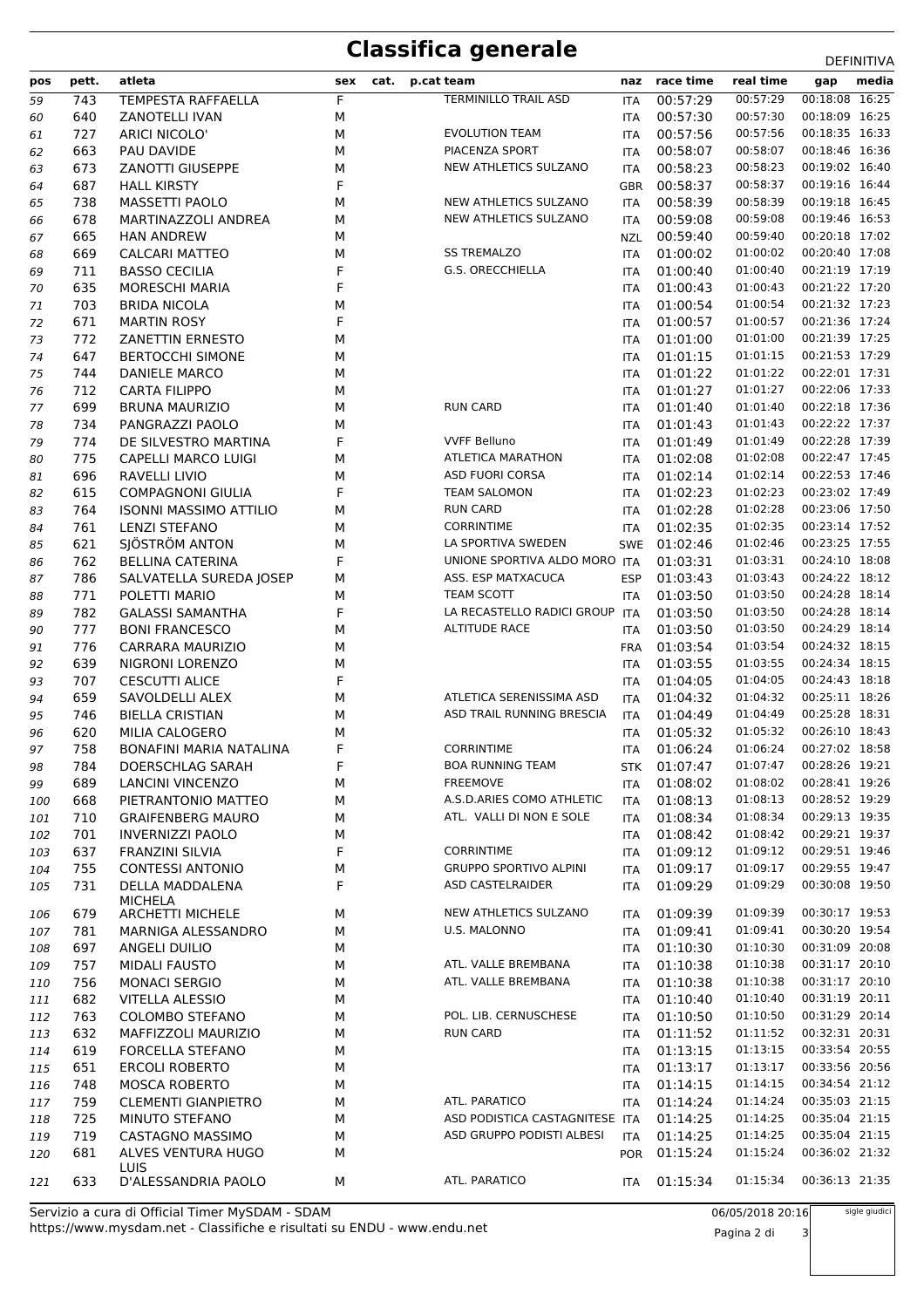# Classifica generale

DEFINITIVA

| pos | pett. | atleta | sex | cat. | p.cat | team | naz | race time | real time | gap | media |
|---|---|---|---|---|---|---|---|---|---|---|---|
| 59 | 743 | TEMPESTA RAFFAELLA | F | | | TERMINILLO TRAIL ASD | ITA | 00:57:29 | 00:57:29 | 00:18:08 | 16:25 |
| 60 | 640 | ZANOTELLI IVAN | M | | | | ITA | 00:57:30 | 00:57:30 | 00:18:09 | 16:25 |
| 61 | 727 | ARICI NICOLO' | M | | | EVOLUTION TEAM | ITA | 00:57:56 | 00:57:56 | 00:18:35 | 16:33 |
| 62 | 663 | PAU DAVIDE | M | | | PIACENZA SPORT | ITA | 00:58:07 | 00:58:07 | 00:18:46 | 16:36 |
| 63 | 673 | ZANOTTI GIUSEPPE | M | | | NEW ATHLETICS SULZANO | ITA | 00:58:23 | 00:58:23 | 00:19:02 | 16:40 |
| 64 | 687 | HALL KIRSTY | F | | | | GBR | 00:58:37 | 00:58:37 | 00:19:16 | 16:44 |
| 65 | 738 | MASSETTI PAOLO | M | | | NEW ATHLETICS SULZANO | ITA | 00:58:39 | 00:58:39 | 00:19:18 | 16:45 |
| 66 | 678 | MARTINAZZOLI ANDREA | M | | | NEW ATHLETICS SULZANO | ITA | 00:59:08 | 00:59:08 | 00:19:46 | 16:53 |
| 67 | 665 | HAN ANDREW | M | | | | NZL | 00:59:40 | 00:59:40 | 00:20:18 | 17:02 |
| 68 | 669 | CALCARI MATTEO | M | | | SS TREMALZO | ITA | 01:00:02 | 01:00:02 | 00:20:40 | 17:08 |
| 69 | 711 | BASSO CECILIA | F | | | G.S. ORECCHIELLA | ITA | 01:00:40 | 01:00:40 | 00:21:19 | 17:19 |
| 70 | 635 | MORESCHI MARIA | F | | | | ITA | 01:00:43 | 01:00:43 | 00:21:22 | 17:20 |
| 71 | 703 | BRIDA NICOLA | M | | | | ITA | 01:00:54 | 01:00:54 | 00:21:32 | 17:23 |
| 72 | 671 | MARTIN ROSY | F | | | | ITA | 01:00:57 | 01:00:57 | 00:21:36 | 17:24 |
| 73 | 772 | ZANETTIN ERNESTO | M | | | | ITA | 01:01:00 | 01:01:00 | 00:21:39 | 17:25 |
| 74 | 647 | BERTOCCHI SIMONE | M | | | | ITA | 01:01:15 | 01:01:15 | 00:21:53 | 17:29 |
| 75 | 744 | DANIELE MARCO | M | | | | ITA | 01:01:22 | 01:01:22 | 00:22:01 | 17:31 |
| 76 | 712 | CARTA FILIPPO | M | | | | ITA | 01:01:27 | 01:01:27 | 00:22:06 | 17:33 |
| 77 | 699 | BRUNA MAURIZIO | M | | | RUN CARD | ITA | 01:01:40 | 01:01:40 | 00:22:18 | 17:36 |
| 78 | 734 | PANGRAZZI PAOLO | M | | | | ITA | 01:01:43 | 01:01:43 | 00:22:22 | 17:37 |
| 79 | 774 | DE SILVESTRO MARTINA | F | | | VVFF Belluno | ITA | 01:01:49 | 01:01:49 | 00:22:28 | 17:39 |
| 80 | 775 | CAPELLI MARCO LUIGI | M | | | ATLETICA MARATHON | ITA | 01:02:08 | 01:02:08 | 00:22:47 | 17:45 |
| 81 | 696 | RAVELLI LIVIO | M | | | ASD FUORI CORSA | ITA | 01:02:14 | 01:02:14 | 00:22:53 | 17:46 |
| 82 | 615 | COMPAGNONI GIULIA | F | | | TEAM SALOMON | ITA | 01:02:23 | 01:02:23 | 00:23:02 | 17:49 |
| 83 | 764 | ISONNI MASSIMO ATTILIO | M | | | RUN CARD | ITA | 01:02:28 | 01:02:28 | 00:23:06 | 17:50 |
| 84 | 761 | LENZI STEFANO | M | | | CORRINTIME | ITA | 01:02:35 | 01:02:35 | 00:23:14 | 17:52 |
| 85 | 621 | SJÖSTRÖM ANTON | M | | | LA SPORTIVA SWEDEN | SWE | 01:02:46 | 01:02:46 | 00:23:25 | 17:55 |
| 86 | 762 | BELLINA CATERINA | F | | | UNIONE SPORTIVA ALDO MORO | ITA | 01:03:31 | 01:03:31 | 00:24:10 | 18:08 |
| 87 | 786 | SALVATELLA SUREDA JOSEP | M | | | ASS. ESP MATXACUCA | ESP | 01:03:43 | 01:03:43 | 00:24:22 | 18:12 |
| 88 | 771 | POLETTI MARIO | M | | | TEAM SCOTT | ITA | 01:03:50 | 01:03:50 | 00:24:28 | 18:14 |
| 89 | 782 | GALASSI SAMANTHA | F | | | LA RECASTELLO RADICI GROUP | ITA | 01:03:50 | 01:03:50 | 00:24:28 | 18:14 |
| 90 | 777 | BONI FRANCESCO | M | | | ALTITUDE RACE | ITA | 01:03:50 | 01:03:50 | 00:24:29 | 18:14 |
| 91 | 776 | CARRARA MAURIZIO | M | | | | FRA | 01:03:54 | 01:03:54 | 00:24:32 | 18:15 |
| 92 | 639 | NIGRONI LORENZO | M | | | | ITA | 01:03:55 | 01:03:55 | 00:24:34 | 18:15 |
| 93 | 707 | CESCUTTI ALICE | F | | | | ITA | 01:04:05 | 01:04:05 | 00:24:43 | 18:18 |
| 94 | 659 | SAVOLDELLI ALEX | M | | | ATLETICA SERENISSIMA ASD | ITA | 01:04:32 | 01:04:32 | 00:25:11 | 18:26 |
| 95 | 746 | BIELLA CRISTIAN | M | | | ASD TRAIL RUNNING BRESCIA | ITA | 01:04:49 | 01:04:49 | 00:25:28 | 18:31 |
| 96 | 620 | MILIA CALOGERO | M | | | | ITA | 01:05:32 | 01:05:32 | 00:26:10 | 18:43 |
| 97 | 758 | BONAFINI MARIA NATALINA | F | | | CORRINTIME | ITA | 01:06:24 | 01:06:24 | 00:27:02 | 18:58 |
| 98 | 784 | DOERSCHLAG SARAH | F | | | BOA RUNNING TEAM | STK | 01:07:47 | 01:07:47 | 00:28:26 | 19:21 |
| 99 | 689 | LANCINI VINCENZO | M | | | FREEMOVE | ITA | 01:08:02 | 01:08:02 | 00:28:41 | 19:26 |
| 100 | 668 | PIETRANTONIO MATTEO | M | | | A.S.D.ARIES COMO ATHLETIC | ITA | 01:08:13 | 01:08:13 | 00:28:52 | 19:29 |
| 101 | 710 | GRAIFENBERG MAURO | M | | | ATL. VALLI DI NON E SOLE | ITA | 01:08:34 | 01:08:34 | 00:29:13 | 19:35 |
| 102 | 701 | INVERNIZZI PAOLO | M | | | | ITA | 01:08:42 | 01:08:42 | 00:29:21 | 19:37 |
| 103 | 637 | FRANZINI SILVIA | F | | | CORRINTIME | ITA | 01:09:12 | 01:09:12 | 00:29:51 | 19:46 |
| 104 | 755 | CONTESSI ANTONIO | M | | | GRUPPO SPORTIVO ALPINI | ITA | 01:09:17 | 01:09:17 | 00:29:55 | 19:47 |
| 105 | 731 | DELLA MADDALENA MICHELA | F | | | ASD CASTELRAIDER | ITA | 01:09:29 | 01:09:29 | 00:30:08 | 19:50 |
| 106 | 679 | ARCHETTI MICHELE | M | | | NEW ATHLETICS SULZANO | ITA | 01:09:39 | 01:09:39 | 00:30:17 | 19:53 |
| 107 | 781 | MARNIGA ALESSANDRO | M | | | U.S. MALONNO | ITA | 01:09:41 | 01:09:41 | 00:30:20 | 19:54 |
| 108 | 697 | ANGELI DUILIO | M | | | | ITA | 01:10:30 | 01:10:30 | 00:31:09 | 20:08 |
| 109 | 757 | MIDALI FAUSTO | M | | | ATL. VALLE BREMBANA | ITA | 01:10:38 | 01:10:38 | 00:31:17 | 20:10 |
| 110 | 756 | MONACI SERGIO | M | | | ATL. VALLE BREMBANA | ITA | 01:10:38 | 01:10:38 | 00:31:17 | 20:10 |
| 111 | 682 | VITELLA ALESSIO | M | | | | ITA | 01:10:40 | 01:10:40 | 00:31:19 | 20:11 |
| 112 | 763 | COLOMBO STEFANO | M | | | POL. LIB. CERNUSCHESE | ITA | 01:10:50 | 01:10:50 | 00:31:29 | 20:14 |
| 113 | 632 | MAFFIZZOLI MAURIZIO | M | | | RUN CARD | ITA | 01:11:52 | 01:11:52 | 00:32:31 | 20:31 |
| 114 | 619 | FORCELLA STEFANO | M | | | | ITA | 01:13:15 | 01:13:15 | 00:33:54 | 20:55 |
| 115 | 651 | ERCOLI ROBERTO | M | | | | ITA | 01:13:17 | 01:13:17 | 00:33:56 | 20:56 |
| 116 | 748 | MOSCA ROBERTO | M | | | | ITA | 01:14:15 | 01:14:15 | 00:34:54 | 21:12 |
| 117 | 759 | CLEMENTI GIANPIETRO | M | | | ATL. PARATICO | ITA | 01:14:24 | 01:14:24 | 00:35:03 | 21:15 |
| 118 | 725 | MINUTO STEFANO | M | | | ASD PODISTICA CASTAGNITESE | ITA | 01:14:25 | 01:14:25 | 00:35:04 | 21:15 |
| 119 | 719 | CASTAGNO MASSIMO | M | | | ASD GRUPPO PODISTI ALBESI | ITA | 01:14:25 | 01:14:25 | 00:35:04 | 21:15 |
| 120 | 681 | ALVES VENTURA HUGO LUIS | M | | | | POR | 01:15:24 | 01:15:24 | 00:36:02 | 21:32 |
| 121 | 633 | D'ALESSANDRIA PAOLO | M | | | ATL. PARATICO | ITA | 01:15:34 | 01:15:34 | 00:36:13 | 21:35 |

Servizio a cura di Official Timer MySDAM - SDAM
https://www.mysdam.net - Classifiche e risultati su ENDU - www.endu.net

06/05/2018 20:16

sigle giudici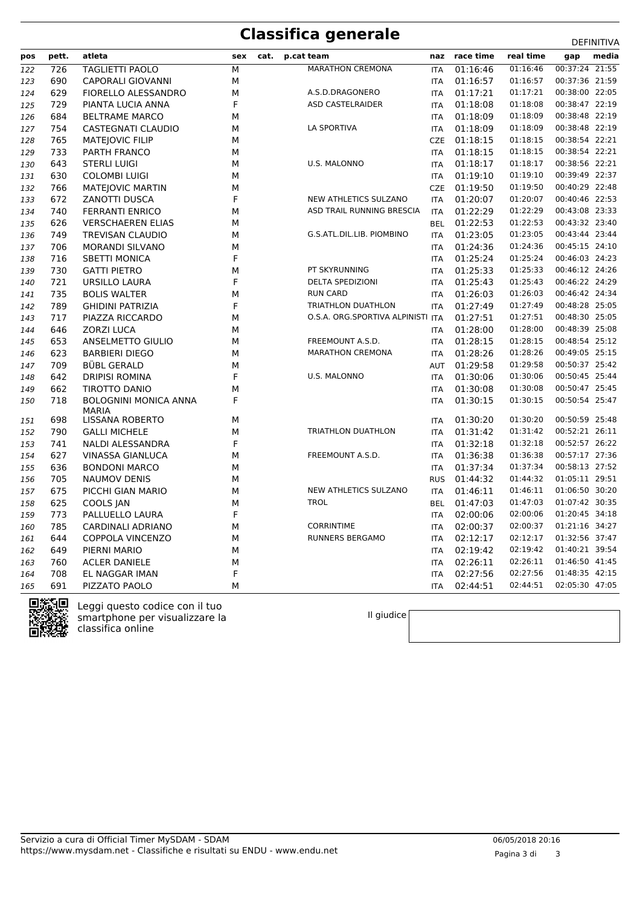# Classifica generale

DEFINITIVA

| pos | pett. | atleta | sex | cat. | p.cat | team | naz | race time | real time | gap | media |
|---|---|---|---|---|---|---|---|---|---|---|---|
| 122 | 726 | TAGLIETTI PAOLO | M | | | MARATHON CREMONA | ITA | 01:16:46 | 01:16:46 | 00:37:24 | 21:55 |
| 123 | 690 | CAPORALI GIOVANNI | M | | | | ITA | 01:16:57 | 01:16:57 | 00:37:36 | 21:59 |
| 124 | 629 | FIORELLO ALESSANDRO | M | | | A.S.D.DRAGONERO | ITA | 01:17:21 | 01:17:21 | 00:38:00 | 22:05 |
| 125 | 729 | PIANTA LUCIA ANNA | F | | | ASD CASTELRAIDER | ITA | 01:18:08 | 01:18:08 | 00:38:47 | 22:19 |
| 126 | 684 | BELTRAME MARCO | M | | | | ITA | 01:18:09 | 01:18:09 | 00:38:48 | 22:19 |
| 127 | 754 | CASTEGNATI CLAUDIO | M | | | LA SPORTIVA | ITA | 01:18:09 | 01:18:09 | 00:38:48 | 22:19 |
| 128 | 765 | MATEJOVIC FILIP | M | | | | CZE | 01:18:15 | 01:18:15 | 00:38:54 | 22:21 |
| 129 | 733 | PARTH FRANCO | M | | | | ITA | 01:18:15 | 01:18:15 | 00:38:54 | 22:21 |
| 130 | 643 | STERLI LUIGI | M | | | U.S. MALONNO | ITA | 01:18:17 | 01:18:17 | 00:38:56 | 22:21 |
| 131 | 630 | COLOMBI LUIGI | M | | | | ITA | 01:19:10 | 01:19:10 | 00:39:49 | 22:37 |
| 132 | 766 | MATEJOVIC MARTIN | M | | | | CZE | 01:19:50 | 01:19:50 | 00:40:29 | 22:48 |
| 133 | 672 | ZANOTTI DUSCA | F | | | NEW ATHLETICS SULZANO | ITA | 01:20:07 | 01:20:07 | 00:40:46 | 22:53 |
| 134 | 740 | FERRANTI ENRICO | M | | | ASD TRAIL RUNNING BRESCIA | ITA | 01:22:29 | 01:22:29 | 00:43:08 | 23:33 |
| 135 | 626 | VERSCHAEREN ELIAS | M | | | | BEL | 01:22:53 | 01:22:53 | 00:43:32 | 23:40 |
| 136 | 749 | TREVISAN CLAUDIO | M | | | G.S.ATL.DIL.LIB. PIOMBINO | ITA | 01:23:05 | 01:23:05 | 00:43:44 | 23:44 |
| 137 | 706 | MORANDI SILVANO | M | | | | ITA | 01:24:36 | 01:24:36 | 00:45:15 | 24:10 |
| 138 | 716 | SBETTI MONICA | F | | | | ITA | 01:25:24 | 01:25:24 | 00:46:03 | 24:23 |
| 139 | 730 | GATTI PIETRO | M | | | PT SKYRUNNING | ITA | 01:25:33 | 01:25:33 | 00:46:12 | 24:26 |
| 140 | 721 | URSILLO LAURA | F | | | DELTA SPEDIZIONI | ITA | 01:25:43 | 01:25:43 | 00:46:22 | 24:29 |
| 141 | 735 | BOLIS WALTER | M | | | RUN CARD | ITA | 01:26:03 | 01:26:03 | 00:46:42 | 24:34 |
| 142 | 789 | GHIDINI PATRIZIA | F | | | TRIATHLON DUATHLON | ITA | 01:27:49 | 01:27:49 | 00:48:28 | 25:05 |
| 143 | 717 | PIAZZA RICCARDO | M | | | O.S.A. ORG.SPORTIVA ALPINISTI | ITA | 01:27:51 | 01:27:51 | 00:48:30 | 25:05 |
| 144 | 646 | ZORZI LUCA | M | | | | ITA | 01:28:00 | 01:28:00 | 00:48:39 | 25:08 |
| 145 | 653 | ANSELMETTO GIULIO | M | | | FREEMOUNT A.S.D. | ITA | 01:28:15 | 01:28:15 | 00:48:54 | 25:12 |
| 146 | 623 | BARBIERI DIEGO | M | | | MARATHON CREMONA | ITA | 01:28:26 | 01:28:26 | 00:49:05 | 25:15 |
| 147 | 709 | BÜBL GERALD | M | | | | AUT | 01:29:58 | 01:29:58 | 00:50:37 | 25:42 |
| 148 | 642 | DRIPISI ROMINA | F | | | U.S. MALONNO | ITA | 01:30:06 | 01:30:06 | 00:50:45 | 25:44 |
| 149 | 662 | TIROTTO DANIO | M | | | | ITA | 01:30:08 | 01:30:08 | 00:50:47 | 25:45 |
| 150 | 718 | BOLOGNINI MONICA ANNA MARIA | F | | | | ITA | 01:30:15 | 01:30:15 | 00:50:54 | 25:47 |
| 151 | 698 | LISSANA ROBERTO | M | | | | ITA | 01:30:20 | 01:30:20 | 00:50:59 | 25:48 |
| 152 | 790 | GALLI MICHELE | M | | | TRIATHLON DUATHLON | ITA | 01:31:42 | 01:31:42 | 00:52:21 | 26:11 |
| 153 | 741 | NALDI ALESSANDRA | F | | | | ITA | 01:32:18 | 01:32:18 | 00:52:57 | 26:22 |
| 154 | 627 | VINASSA GIANLUCA | M | | | FREEMOUNT A.S.D. | ITA | 01:36:38 | 01:36:38 | 00:57:17 | 27:36 |
| 155 | 636 | BONDONI MARCO | M | | | | ITA | 01:37:34 | 01:37:34 | 00:58:13 | 27:52 |
| 156 | 705 | NAUMOV DENIS | M | | | | RUS | 01:44:32 | 01:44:32 | 01:05:11 | 29:51 |
| 157 | 675 | PICCHI GIAN MARIO | M | | | NEW ATHLETICS SULZANO | ITA | 01:46:11 | 01:46:11 | 01:06:50 | 30:20 |
| 158 | 625 | COOLS JAN | M | | | TROL | BEL | 01:47:03 | 01:47:03 | 01:07:42 | 30:35 |
| 159 | 773 | PALLUELLO LAURA | F | | | | ITA | 02:00:06 | 02:00:06 | 01:20:45 | 34:18 |
| 160 | 785 | CARDINALI ADRIANO | M | | | CORRINTIME | ITA | 02:00:37 | 02:00:37 | 01:21:16 | 34:27 |
| 161 | 644 | COPPOLA VINCENZO | M | | | RUNNERS BERGAMO | ITA | 02:12:17 | 02:12:17 | 01:32:56 | 37:47 |
| 162 | 649 | PIERNI MARIO | M | | | | ITA | 02:19:42 | 02:19:42 | 01:40:21 | 39:54 |
| 163 | 760 | ACLER DANIELE | M | | | | ITA | 02:26:11 | 02:26:11 | 01:46:50 | 41:45 |
| 164 | 708 | EL NAGGAR IMAN | F | | | | ITA | 02:27:56 | 02:27:56 | 01:48:35 | 42:15 |
| 165 | 691 | PIZZATO PAOLO | M | | | | ITA | 02:44:51 | 02:44:51 | 02:05:30 | 47:05 |

Leggi questo codice con il tuo smartphone per visualizzare la classifica online

Il giudice

Servizio a cura di Official Timer MySDAM - SDAM
https://www.mysdam.net - Classifiche e risultati su ENDU - www.endu.net

06/05/2018 20:16